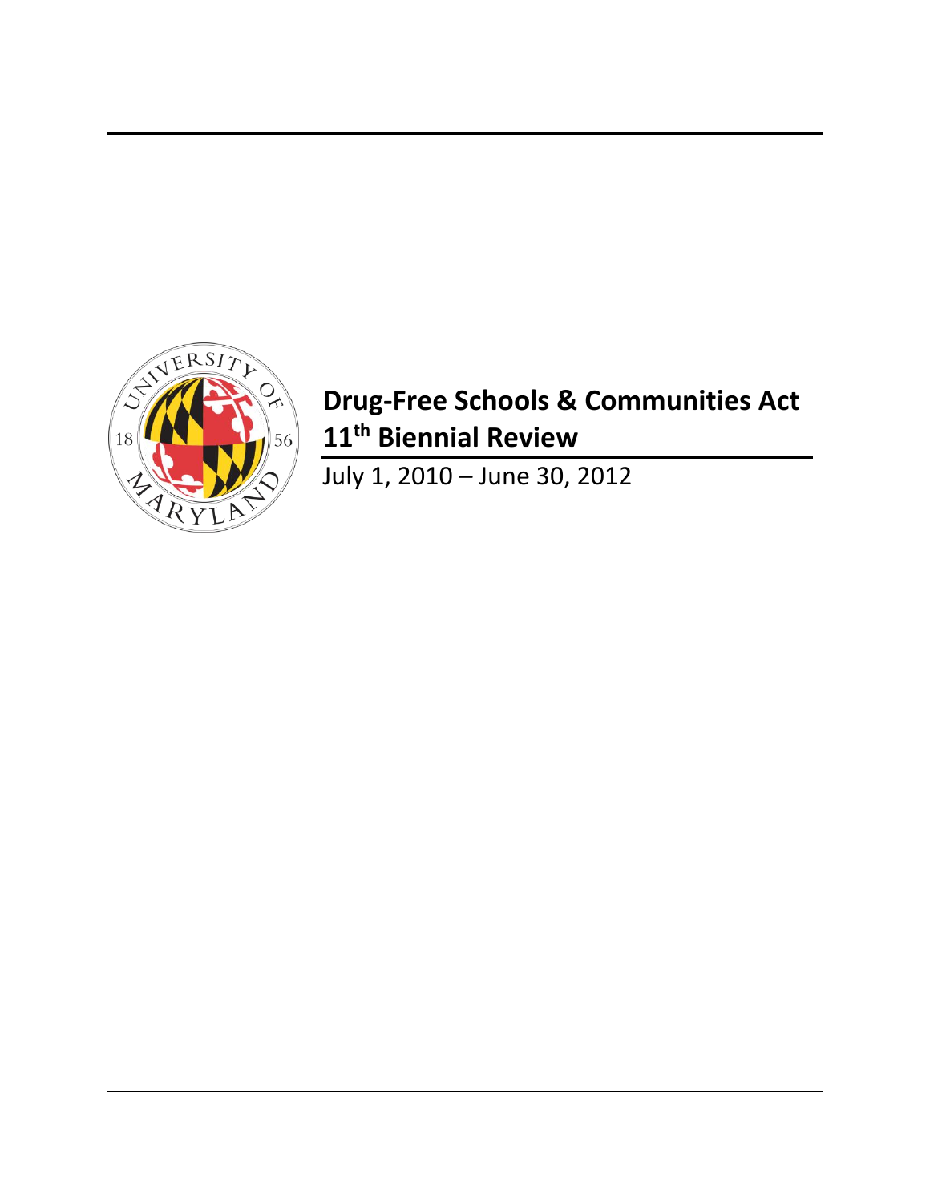# Drug-Free Schools & Communities Act 11th Biennial Review

July 1, 2010 – June 30, 2012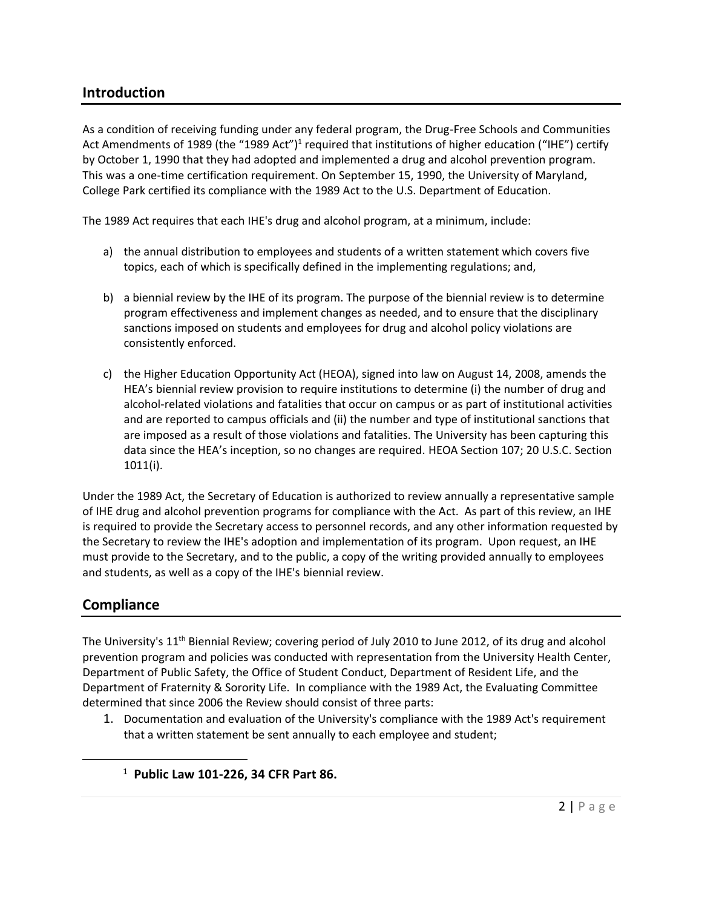## Introduction

As a condition of receiving funding under any federal program, the Drug-Free Schools and Communities Act Amendments of 1989 (the "1989 Act")[1] required that institutions of higher education ("IHE") certify by October 1, 1990 that they had adopted and implemented a drug and alcohol prevention program. This was a one-time certification requirement. On September 15, 1990, the University of Maryland, College Park certified its compliance with the 1989 Act to the U.S. Department of Education.

The 1989 Act requires that each IHE's drug and alcohol program, at a minimum, include:

a) the annual distribution to employees and students of a written statement which covers five topics, each of which is specifically defined in the implementing regulations; and,

b) a biennial review by the IHE of its program. The purpose of the biennial review is to determine program effectiveness and implement changes as needed, and to ensure that the disciplinary sanctions imposed on students and employees for drug and alcohol policy violations are consistently enforced.

c) the Higher Education Opportunity Act (HEOA), signed into law on August 14, 2008, amends the HEA's biennial review provision to require institutions to determine (i) the number of drug and alcohol-related violations and fatalities that occur on campus or as part of institutional activities and are reported to campus officials and (ii) the number and type of institutional sanctions that are imposed as a result of those violations and fatalities. The University has been capturing this data since the HEA's inception, so no changes are required. HEOA Section 107; 20 U.S.C. Section 1011(i).

Under the 1989 Act, the Secretary of Education is authorized to review annually a representative sample of IHE drug and alcohol prevention programs for compliance with the Act. As part of this review, an IHE is required to provide the Secretary access to personnel records, and any other information requested by the Secretary to review the IHE's adoption and implementation of its program. Upon request, an IHE must provide to the Secretary, and to the public, a copy of the writing provided annually to employees and students, as well as a copy of the IHE's biennial review.

## Compliance

The University's 11th Biennial Review; covering period of July 2010 to June 2012, of its drug and alcohol prevention program and policies was conducted with representation from the University Health Center, Department of Public Safety, the Office of Student Conduct, Department of Resident Life, and the Department of Fraternity & Sorority Life. In compliance with the 1989 Act, the Evaluating Committee determined that since 2006 the Review should consist of three parts:

1. Documentation and evaluation of the University's compliance with the 1989 Act's requirement that a written statement be sent annually to each employee and student;

---

[1] **Public Law 101-226, 34 CFR Part 86.**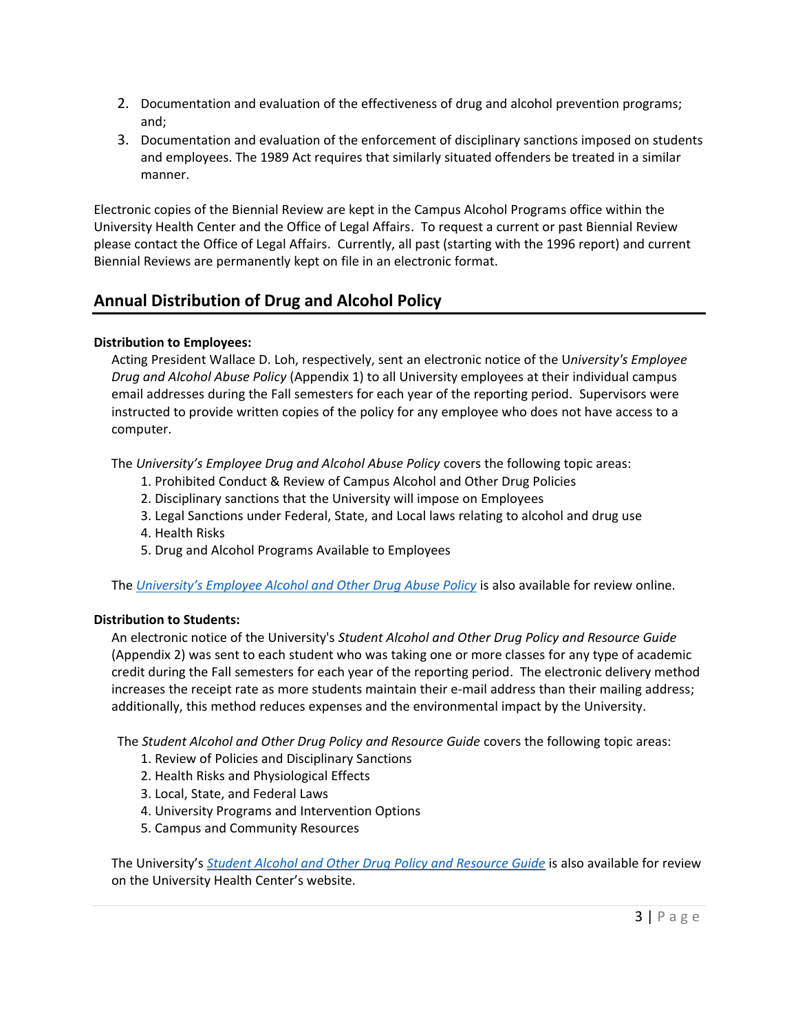2. Documentation and evaluation of the effectiveness of drug and alcohol prevention programs; and;
3. Documentation and evaluation of the enforcement of disciplinary sanctions imposed on students and employees. The 1989 Act requires that similarly situated offenders be treated in a similar manner.

Electronic copies of the Biennial Review are kept in the Campus Alcohol Programs office within the University Health Center and the Office of Legal Affairs. To request a current or past Biennial Review please contact the Office of Legal Affairs. Currently, all past (starting with the 1996 report) and current Biennial Reviews are permanently kept on file in an electronic format.

## Annual Distribution of Drug and Alcohol Policy

**Distribution to Employees:**

Acting President Wallace D. Loh, respectively, sent an electronic notice of the U*niversity's Employee Drug and Alcohol Abuse Policy* (Appendix 1) to all University employees at their individual campus email addresses during the Fall semesters for each year of the reporting period. Supervisors were instructed to provide written copies of the policy for any employee who does not have access to a computer.

The *University's Employee Drug and Alcohol Abuse Policy* covers the following topic areas:

1. Prohibited Conduct & Review of Campus Alcohol and Other Drug Policies
2. Disciplinary sanctions that the University will impose on Employees
3. Legal Sanctions under Federal, State, and Local laws relating to alcohol and drug use
4. Health Risks
5. Drug and Alcohol Programs Available to Employees

The *University's Employee Alcohol and Other Drug Abuse Policy* is also available for review online.

**Distribution to Students:**

An electronic notice of the University's *Student Alcohol and Other Drug Policy and Resource Guide* (Appendix 2) was sent to each student who was taking one or more classes for any type of academic credit during the Fall semesters for each year of the reporting period. The electronic delivery method increases the receipt rate as more students maintain their e-mail address than their mailing address; additionally, this method reduces expenses and the environmental impact by the University.

The *Student Alcohol and Other Drug Policy and Resource Guide* covers the following topic areas:

1. Review of Policies and Disciplinary Sanctions
2. Health Risks and Physiological Effects
3. Local, State, and Federal Laws
4. University Programs and Intervention Options
5. Campus and Community Resources

The University's *Student Alcohol and Other Drug Policy and Resource Guide* is also available for review on the University Health Center's website.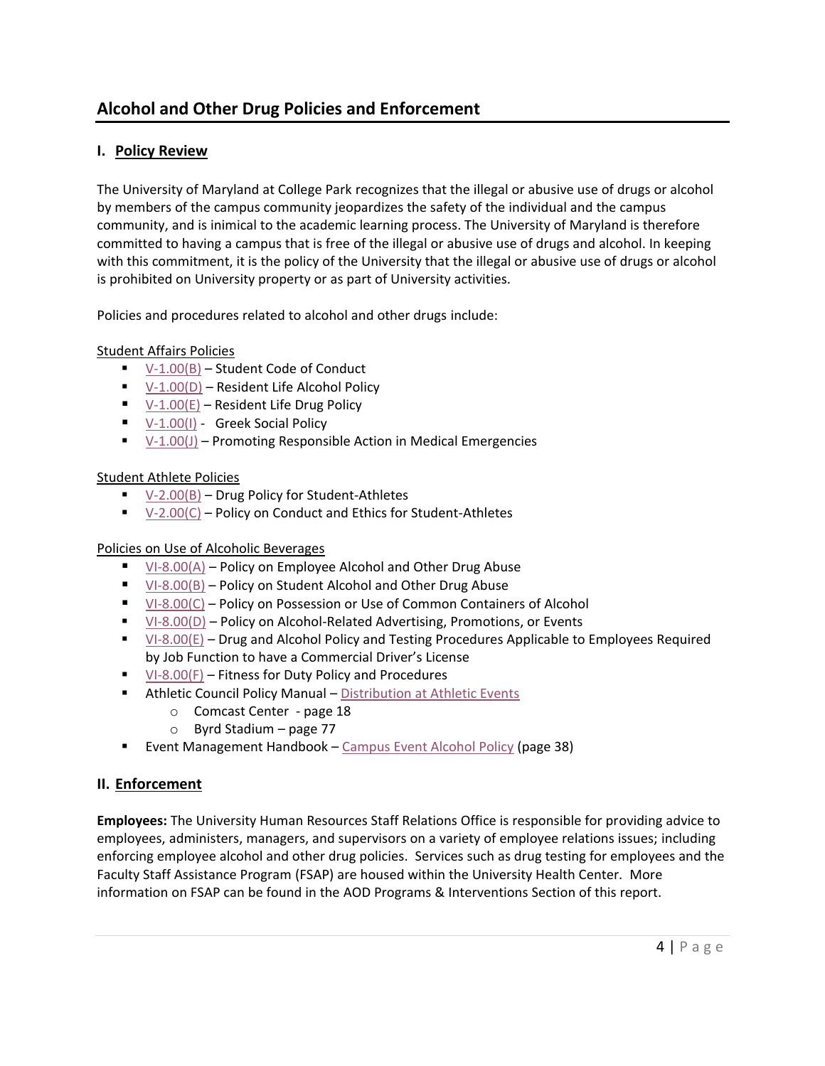## Alcohol and Other Drug Policies and Enforcement

### I. Policy Review

The University of Maryland at College Park recognizes that the illegal or abusive use of drugs or alcohol by members of the campus community jeopardizes the safety of the individual and the campus community, and is inimical to the academic learning process. The University of Maryland is therefore committed to having a campus that is free of the illegal or abusive use of drugs and alcohol. In keeping with this commitment, it is the policy of the University that the illegal or abusive use of drugs or alcohol is prohibited on University property or as part of University activities.

Policies and procedures related to alcohol and other drugs include:

Student Affairs Policies

- V-1.00(B) – Student Code of Conduct
- V-1.00(D) – Resident Life Alcohol Policy
- V-1.00(E) – Resident Life Drug Policy
- V-1.00(I) - Greek Social Policy
- V-1.00(J) – Promoting Responsible Action in Medical Emergencies

Student Athlete Policies

- V-2.00(B) – Drug Policy for Student-Athletes
- V-2.00(C) – Policy on Conduct and Ethics for Student-Athletes

Policies on Use of Alcoholic Beverages

- VI-8.00(A) – Policy on Employee Alcohol and Other Drug Abuse
- VI-8.00(B) – Policy on Student Alcohol and Other Drug Abuse
- VI-8.00(C) – Policy on Possession or Use of Common Containers of Alcohol
- VI-8.00(D) – Policy on Alcohol-Related Advertising, Promotions, or Events
- VI-8.00(E) – Drug and Alcohol Policy and Testing Procedures Applicable to Employees Required by Job Function to have a Commercial Driver's License
- VI-8.00(F) – Fitness for Duty Policy and Procedures
- Athletic Council Policy Manual – Distribution at Athletic Events
  - Comcast Center - page 18
  - Byrd Stadium – page 77
- Event Management Handbook – Campus Event Alcohol Policy (page 38)

### II. Enforcement

**Employees:** The University Human Resources Staff Relations Office is responsible for providing advice to employees, administers, managers, and supervisors on a variety of employee relations issues; including enforcing employee alcohol and other drug policies. Services such as drug testing for employees and the Faculty Staff Assistance Program (FSAP) are housed within the University Health Center. More information on FSAP can be found in the AOD Programs & Interventions Section of this report.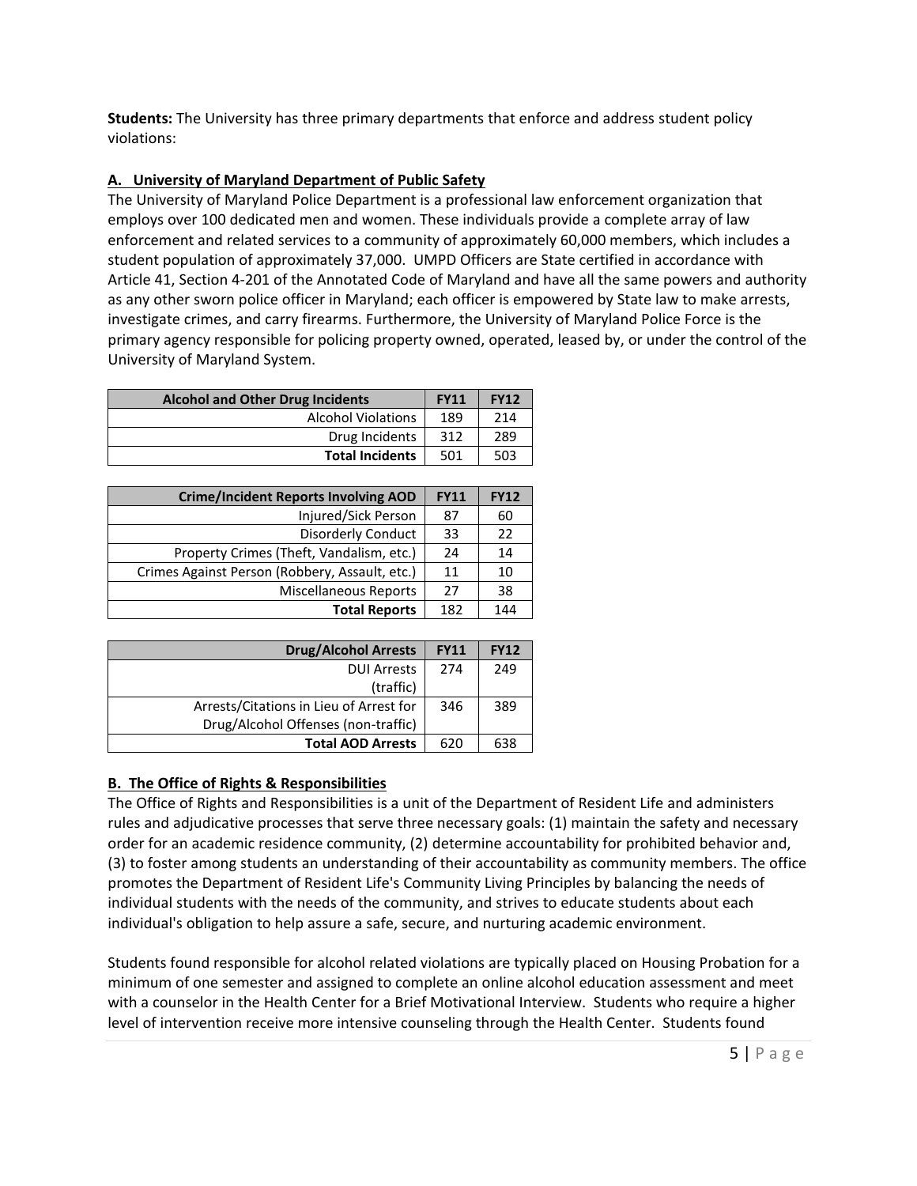**Students:** The University has three primary departments that enforce and address student policy violations:

### A. University of Maryland Department of Public Safety

The University of Maryland Police Department is a professional law enforcement organization that employs over 100 dedicated men and women. These individuals provide a complete array of law enforcement and related services to a community of approximately 60,000 members, which includes a student population of approximately 37,000. UMPD Officers are State certified in accordance with Article 41, Section 4-201 of the Annotated Code of Maryland and have all the same powers and authority as any other sworn police officer in Maryland; each officer is empowered by State law to make arrests, investigate crimes, and carry firearms. Furthermore, the University of Maryland Police Force is the primary agency responsible for policing property owned, operated, leased by, or under the control of the University of Maryland System.

| Alcohol and Other Drug Incidents | FY11 | FY12 |
|---|---|---|
| Alcohol Violations | 189 | 214 |
| Drug Incidents | 312 | 289 |
| **Total Incidents** | 501 | 503 |

| Crime/Incident Reports Involving AOD | FY11 | FY12 |
|---|---|---|
| Injured/Sick Person | 87 | 60 |
| Disorderly Conduct | 33 | 22 |
| Property Crimes (Theft, Vandalism, etc.) | 24 | 14 |
| Crimes Against Person (Robbery, Assault, etc.) | 11 | 10 |
| Miscellaneous Reports | 27 | 38 |
| **Total Reports** | 182 | 144 |

| Drug/Alcohol Arrests | FY11 | FY12 |
|---|---|---|
| DUI Arrests (traffic) | 274 | 249 |
| Arrests/Citations in Lieu of Arrest for Drug/Alcohol Offenses (non-traffic) | 346 | 389 |
| **Total AOD Arrests** | 620 | 638 |

### B. The Office of Rights & Responsibilities

The Office of Rights and Responsibilities is a unit of the Department of Resident Life and administers rules and adjudicative processes that serve three necessary goals: (1) maintain the safety and necessary order for an academic residence community, (2) determine accountability for prohibited behavior and, (3) to foster among students an understanding of their accountability as community members. The office promotes the Department of Resident Life's Community Living Principles by balancing the needs of individual students with the needs of the community, and strives to educate students about each individual's obligation to help assure a safe, secure, and nurturing academic environment.

Students found responsible for alcohol related violations are typically placed on Housing Probation for a minimum of one semester and assigned to complete an online alcohol education assessment and meet with a counselor in the Health Center for a Brief Motivational Interview. Students who require a higher level of intervention receive more intensive counseling through the Health Center. Students found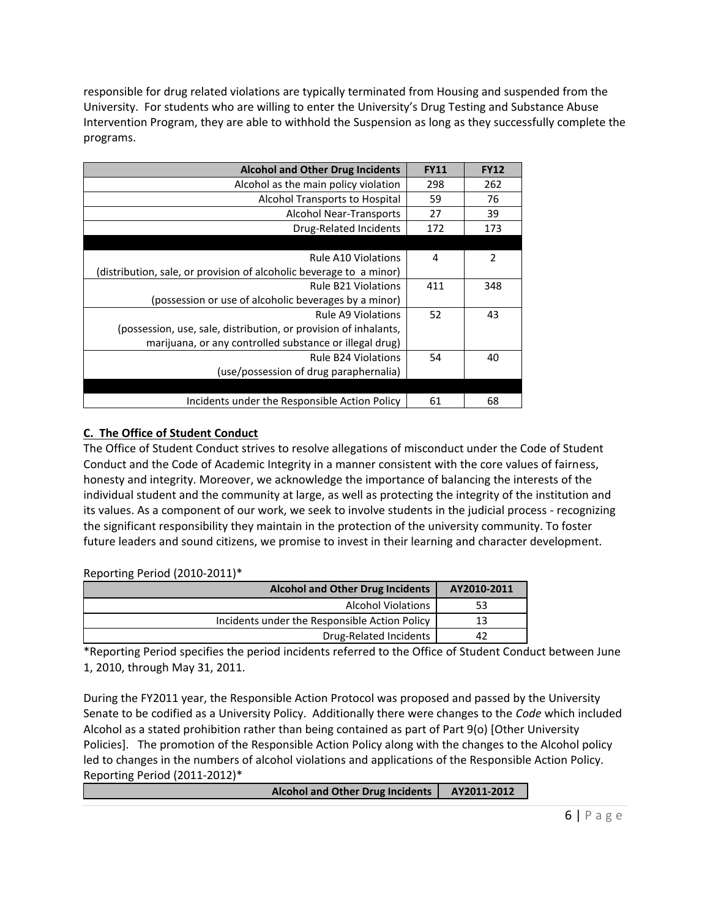responsible for drug related violations are typically terminated from Housing and suspended from the University. For students who are willing to enter the University's Drug Testing and Substance Abuse Intervention Program, they are able to withhold the Suspension as long as they successfully complete the programs.

| Alcohol and Other Drug Incidents | FY11 | FY12 |
|---|---|---|
| Alcohol as the main policy violation | 298 | 262 |
| Alcohol Transports to Hospital | 59 | 76 |
| Alcohol Near-Transports | 27 | 39 |
| Drug-Related Incidents | 172 | 173 |
| | | |
| Rule A10 Violations (distribution, sale, or provision of alcoholic beverage to a minor) | 4 | 2 |
| Rule B21 Violations (possession or use of alcoholic beverages by a minor) | 411 | 348 |
| Rule A9 Violations (possession, use, sale, distribution, or provision of inhalants, marijuana, or any controlled substance or illegal drug) | 52 | 43 |
| Rule B24 Violations (use/possession of drug paraphernalia) | 54 | 40 |
| | | |
| Incidents under the Responsible Action Policy | 61 | 68 |

**C. The Office of Student Conduct**

The Office of Student Conduct strives to resolve allegations of misconduct under the Code of Student Conduct and the Code of Academic Integrity in a manner consistent with the core values of fairness, honesty and integrity. Moreover, we acknowledge the importance of balancing the interests of the individual student and the community at large, as well as protecting the integrity of the institution and its values. As a component of our work, we seek to involve students in the judicial process - recognizing the significant responsibility they maintain in the protection of the university community. To foster future leaders and sound citizens, we promise to invest in their learning and character development.

Reporting Period (2010-2011)*

| Alcohol and Other Drug Incidents | AY2010-2011 |
|---|---|
| Alcohol Violations | 53 |
| Incidents under the Responsible Action Policy | 13 |
| Drug-Related Incidents | 42 |

*Reporting Period specifies the period incidents referred to the Office of Student Conduct between June 1, 2010, through May 31, 2011.

During the FY2011 year, the Responsible Action Protocol was proposed and passed by the University Senate to be codified as a University Policy. Additionally there were changes to the *Code* which included Alcohol as a stated prohibition rather than being contained as part of Part 9(o) [Other University Policies]. The promotion of the Responsible Action Policy along with the changes to the Alcohol policy led to changes in the numbers of alcohol violations and applications of the Responsible Action Policy.

Reporting Period (2011-2012)*

| Alcohol and Other Drug Incidents | AY2011-2012 |
|---|---|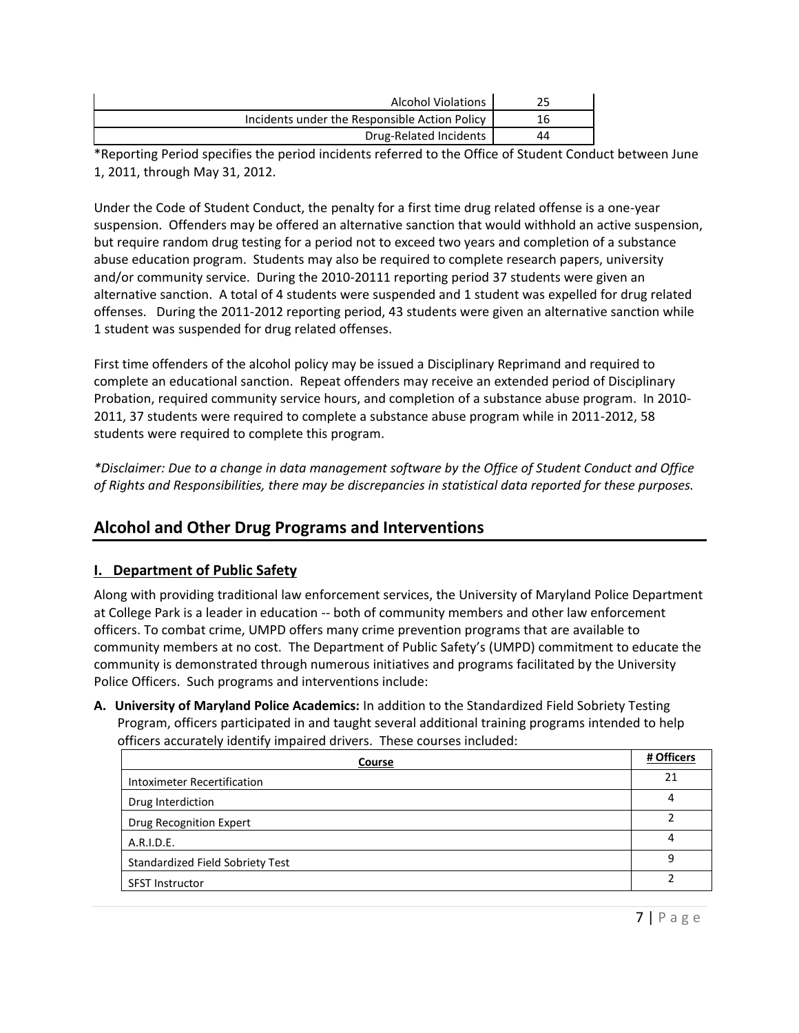| | |
|---|---|
| Alcohol Violations | 25 |
| Incidents under the Responsible Action Policy | 16 |
| Drug-Related Incidents | 44 |

*Reporting Period specifies the period incidents referred to the Office of Student Conduct between June 1, 2011, through May 31, 2012.

Under the Code of Student Conduct, the penalty for a first time drug related offense is a one-year suspension. Offenders may be offered an alternative sanction that would withhold an active suspension, but require random drug testing for a period not to exceed two years and completion of a substance abuse education program. Students may also be required to complete research papers, university and/or community service. During the 2010-20111 reporting period 37 students were given an alternative sanction. A total of 4 students were suspended and 1 student was expelled for drug related offenses. During the 2011-2012 reporting period, 43 students were given an alternative sanction while 1 student was suspended for drug related offenses.

First time offenders of the alcohol policy may be issued a Disciplinary Reprimand and required to complete an educational sanction. Repeat offenders may receive an extended period of Disciplinary Probation, required community service hours, and completion of a substance abuse program. In 2010-2011, 37 students were required to complete a substance abuse program while in 2011-2012, 58 students were required to complete this program.

*\*Disclaimer: Due to a change in data management software by the Office of Student Conduct and Office of Rights and Responsibilities, there may be discrepancies in statistical data reported for these purposes.*

## Alcohol and Other Drug Programs and Interventions

### I. Department of Public Safety

Along with providing traditional law enforcement services, the University of Maryland Police Department at College Park is a leader in education -- both of community members and other law enforcement officers. To combat crime, UMPD offers many crime prevention programs that are available to community members at no cost. The Department of Public Safety's (UMPD) commitment to educate the community is demonstrated through numerous initiatives and programs facilitated by the University Police Officers. Such programs and interventions include:

**A. University of Maryland Police Academics:** In addition to the Standardized Field Sobriety Testing Program, officers participated in and taught several additional training programs intended to help officers accurately identify impaired drivers. These courses included:

| Course | # Officers |
|---|---|
| Intoximeter Recertification | 21 |
| Drug Interdiction | 4 |
| Drug Recognition Expert | 2 |
| A.R.I.D.E. | 4 |
| Standardized Field Sobriety Test | 9 |
| SFST Instructor | 2 |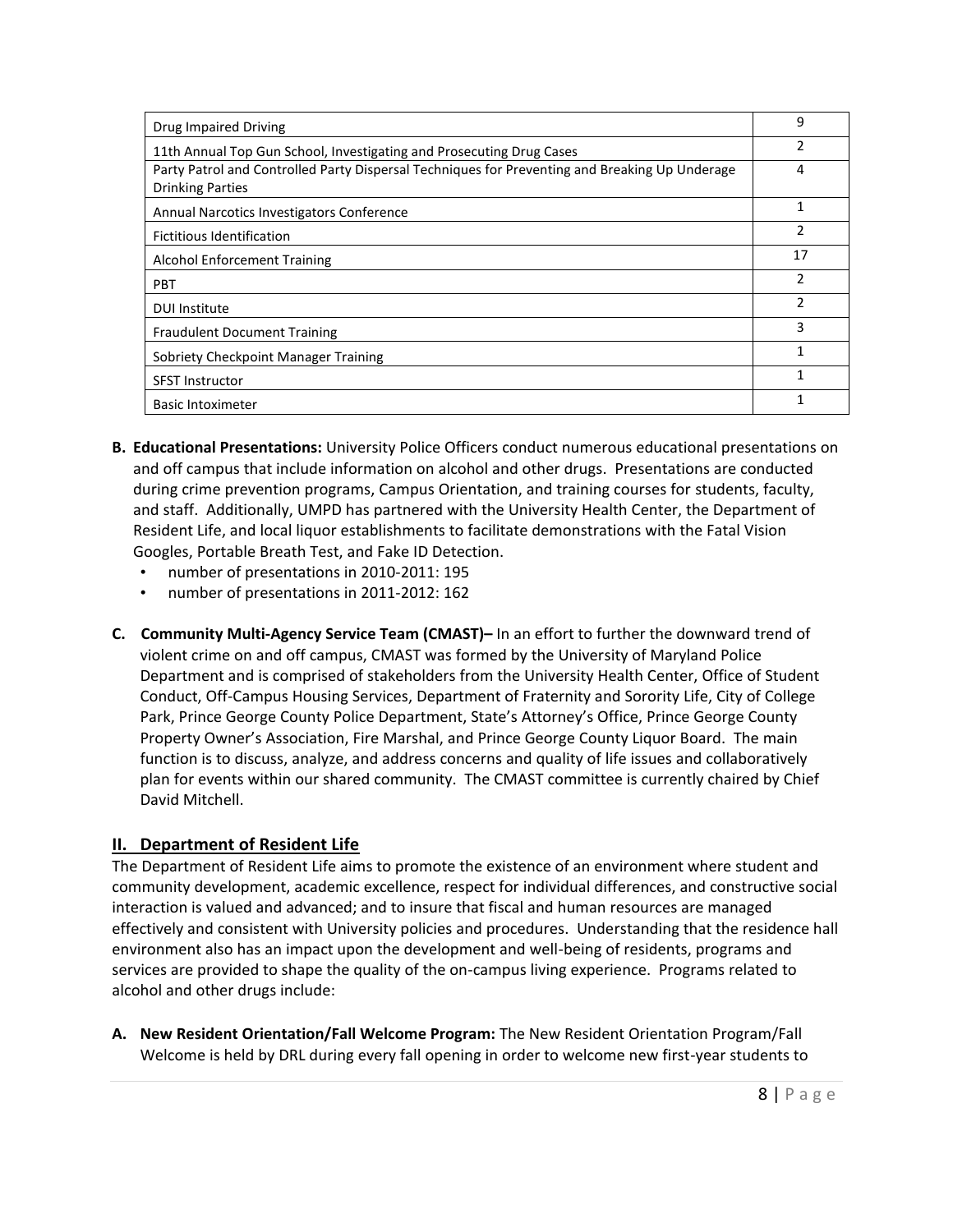| | |
|---|---|
| Drug Impaired Driving | 9 |
| 11th Annual Top Gun School, Investigating and Prosecuting Drug Cases | 2 |
| Party Patrol and Controlled Party Dispersal Techniques for Preventing and Breaking Up Underage Drinking Parties | 4 |
| Annual Narcotics Investigators Conference | 1 |
| Fictitious Identification | 2 |
| Alcohol Enforcement Training | 17 |
| PBT | 2 |
| DUI Institute | 2 |
| Fraudulent Document Training | 3 |
| Sobriety Checkpoint Manager Training | 1 |
| SFST Instructor | 1 |
| Basic Intoximeter | 1 |

**B. Educational Presentations:** University Police Officers conduct numerous educational presentations on and off campus that include information on alcohol and other drugs. Presentations are conducted during crime prevention programs, Campus Orientation, and training courses for students, faculty, and staff. Additionally, UMPD has partnered with the University Health Center, the Department of Resident Life, and local liquor establishments to facilitate demonstrations with the Fatal Vision Googles, Portable Breath Test, and Fake ID Detection.

- number of presentations in 2010-2011: 195
- number of presentations in 2011-2012: 162

**C. Community Multi-Agency Service Team (CMAST)–** In an effort to further the downward trend of violent crime on and off campus, CMAST was formed by the University of Maryland Police Department and is comprised of stakeholders from the University Health Center, Office of Student Conduct, Off-Campus Housing Services, Department of Fraternity and Sorority Life, City of College Park, Prince George County Police Department, State's Attorney's Office, Prince George County Property Owner's Association, Fire Marshal, and Prince George County Liquor Board. The main function is to discuss, analyze, and address concerns and quality of life issues and collaboratively plan for events within our shared community. The CMAST committee is currently chaired by Chief David Mitchell.

## II. Department of Resident Life

The Department of Resident Life aims to promote the existence of an environment where student and community development, academic excellence, respect for individual differences, and constructive social interaction is valued and advanced; and to insure that fiscal and human resources are managed effectively and consistent with University policies and procedures. Understanding that the residence hall environment also has an impact upon the development and well-being of residents, programs and services are provided to shape the quality of the on-campus living experience. Programs related to alcohol and other drugs include:

**A. New Resident Orientation/Fall Welcome Program:** The New Resident Orientation Program/Fall Welcome is held by DRL during every fall opening in order to welcome new first-year students to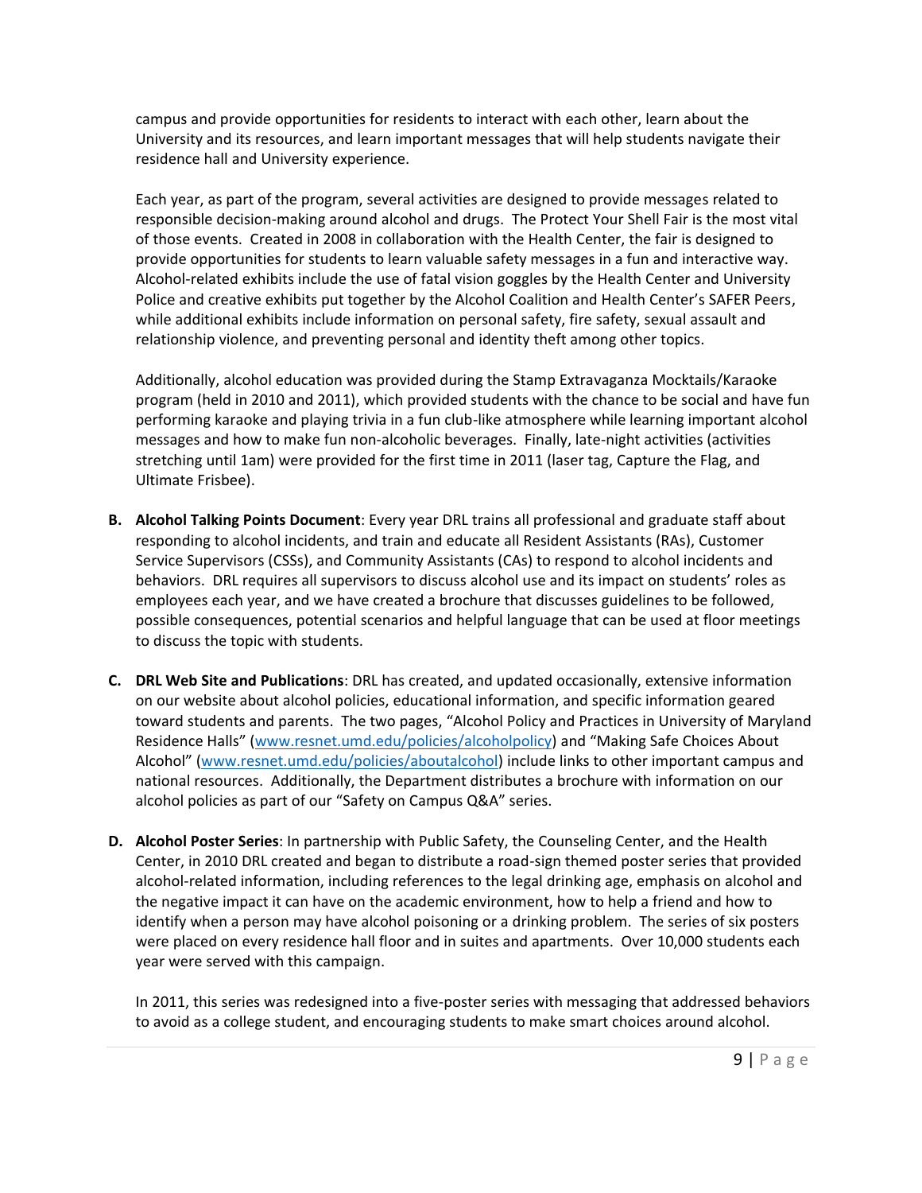campus and provide opportunities for residents to interact with each other, learn about the University and its resources, and learn important messages that will help students navigate their residence hall and University experience.

Each year, as part of the program, several activities are designed to provide messages related to responsible decision-making around alcohol and drugs. The Protect Your Shell Fair is the most vital of those events. Created in 2008 in collaboration with the Health Center, the fair is designed to provide opportunities for students to learn valuable safety messages in a fun and interactive way. Alcohol-related exhibits include the use of fatal vision goggles by the Health Center and University Police and creative exhibits put together by the Alcohol Coalition and Health Center's SAFER Peers, while additional exhibits include information on personal safety, fire safety, sexual assault and relationship violence, and preventing personal and identity theft among other topics.

Additionally, alcohol education was provided during the Stamp Extravaganza Mocktails/Karaoke program (held in 2010 and 2011), which provided students with the chance to be social and have fun performing karaoke and playing trivia in a fun club-like atmosphere while learning important alcohol messages and how to make fun non-alcoholic beverages. Finally, late-night activities (activities stretching until 1am) were provided for the first time in 2011 (laser tag, Capture the Flag, and Ultimate Frisbee).

B. **Alcohol Talking Points Document**: Every year DRL trains all professional and graduate staff about responding to alcohol incidents, and train and educate all Resident Assistants (RAs), Customer Service Supervisors (CSSs), and Community Assistants (CAs) to respond to alcohol incidents and behaviors. DRL requires all supervisors to discuss alcohol use and its impact on students' roles as employees each year, and we have created a brochure that discusses guidelines to be followed, possible consequences, potential scenarios and helpful language that can be used at floor meetings to discuss the topic with students.

C. **DRL Web Site and Publications**: DRL has created, and updated occasionally, extensive information on our website about alcohol policies, educational information, and specific information geared toward students and parents. The two pages, "Alcohol Policy and Practices in University of Maryland Residence Halls" (www.resnet.umd.edu/policies/alcoholpolicy) and "Making Safe Choices About Alcohol" (www.resnet.umd.edu/policies/aboutalcohol) include links to other important campus and national resources. Additionally, the Department distributes a brochure with information on our alcohol policies as part of our "Safety on Campus Q&A" series.

D. **Alcohol Poster Series**: In partnership with Public Safety, the Counseling Center, and the Health Center, in 2010 DRL created and began to distribute a road-sign themed poster series that provided alcohol-related information, including references to the legal drinking age, emphasis on alcohol and the negative impact it can have on the academic environment, how to help a friend and how to identify when a person may have alcohol poisoning or a drinking problem. The series of six posters were placed on every residence hall floor and in suites and apartments. Over 10,000 students each year were served with this campaign.

In 2011, this series was redesigned into a five-poster series with messaging that addressed behaviors to avoid as a college student, and encouraging students to make smart choices around alcohol.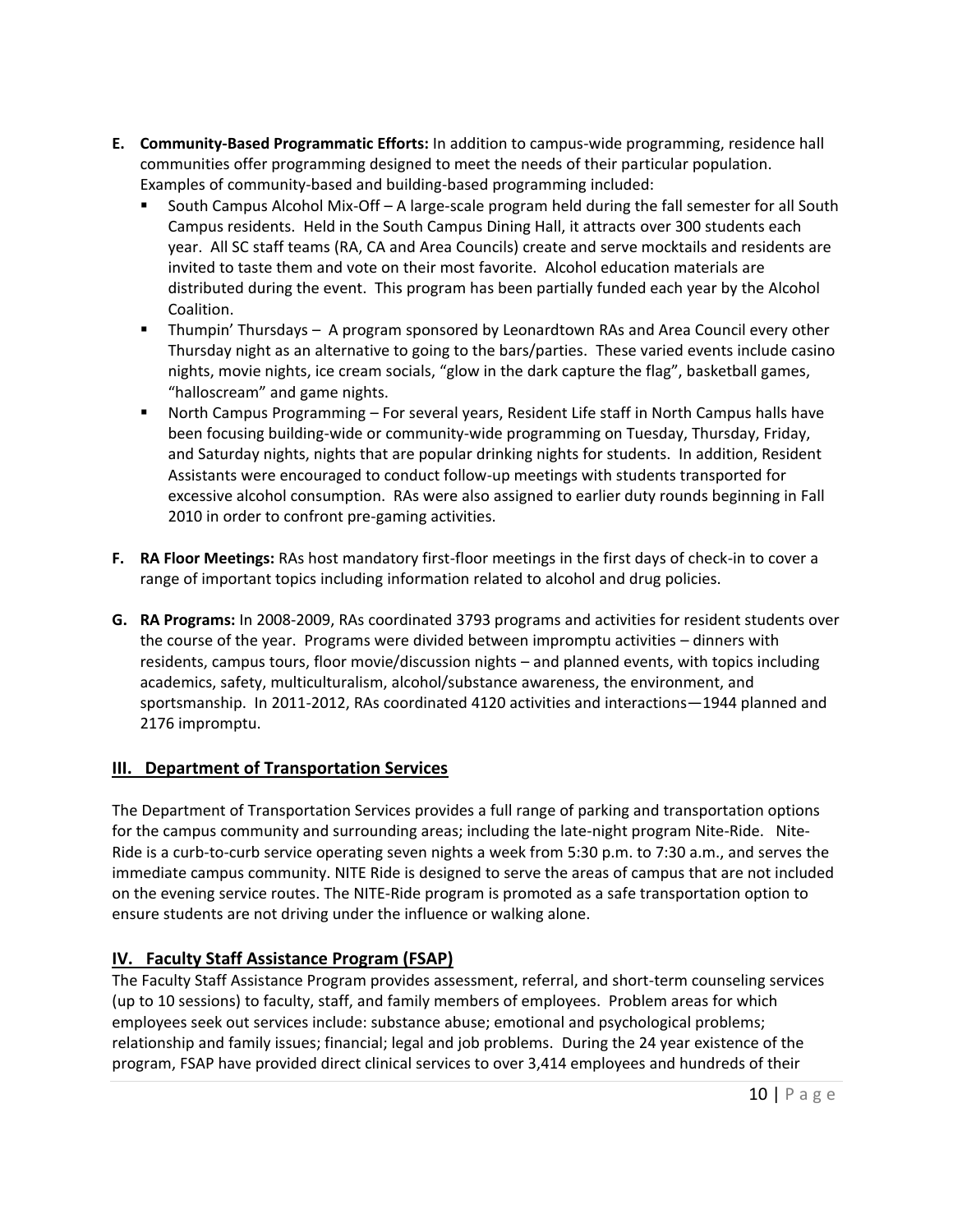**E. Community-Based Programmatic Efforts:** In addition to campus-wide programming, residence hall communities offer programming designed to meet the needs of their particular population. Examples of community-based and building-based programming included:

- South Campus Alcohol Mix-Off – A large-scale program held during the fall semester for all South Campus residents. Held in the South Campus Dining Hall, it attracts over 300 students each year. All SC staff teams (RA, CA and Area Councils) create and serve mocktails and residents are invited to taste them and vote on their most favorite. Alcohol education materials are distributed during the event. This program has been partially funded each year by the Alcohol Coalition.
- Thumpin' Thursdays – A program sponsored by Leonardtown RAs and Area Council every other Thursday night as an alternative to going to the bars/parties. These varied events include casino nights, movie nights, ice cream socials, "glow in the dark capture the flag", basketball games, "halloscream" and game nights.
- North Campus Programming – For several years, Resident Life staff in North Campus halls have been focusing building-wide or community-wide programming on Tuesday, Thursday, Friday, and Saturday nights, nights that are popular drinking nights for students. In addition, Resident Assistants were encouraged to conduct follow-up meetings with students transported for excessive alcohol consumption. RAs were also assigned to earlier duty rounds beginning in Fall 2010 in order to confront pre-gaming activities.

**F. RA Floor Meetings:** RAs host mandatory first-floor meetings in the first days of check-in to cover a range of important topics including information related to alcohol and drug policies.

**G. RA Programs:** In 2008-2009, RAs coordinated 3793 programs and activities for resident students over the course of the year. Programs were divided between impromptu activities – dinners with residents, campus tours, floor movie/discussion nights – and planned events, with topics including academics, safety, multiculturalism, alcohol/substance awareness, the environment, and sportsmanship. In 2011-2012, RAs coordinated 4120 activities and interactions—1944 planned and 2176 impromptu.

## III. Department of Transportation Services

The Department of Transportation Services provides a full range of parking and transportation options for the campus community and surrounding areas; including the late-night program Nite-Ride. Nite-Ride is a curb-to-curb service operating seven nights a week from 5:30 p.m. to 7:30 a.m., and serves the immediate campus community. NITE Ride is designed to serve the areas of campus that are not included on the evening service routes. The NITE-Ride program is promoted as a safe transportation option to ensure students are not driving under the influence or walking alone.

## IV. Faculty Staff Assistance Program (FSAP)

The Faculty Staff Assistance Program provides assessment, referral, and short-term counseling services (up to 10 sessions) to faculty, staff, and family members of employees. Problem areas for which employees seek out services include: substance abuse; emotional and psychological problems; relationship and family issues; financial; legal and job problems. During the 24 year existence of the program, FSAP have provided direct clinical services to over 3,414 employees and hundreds of their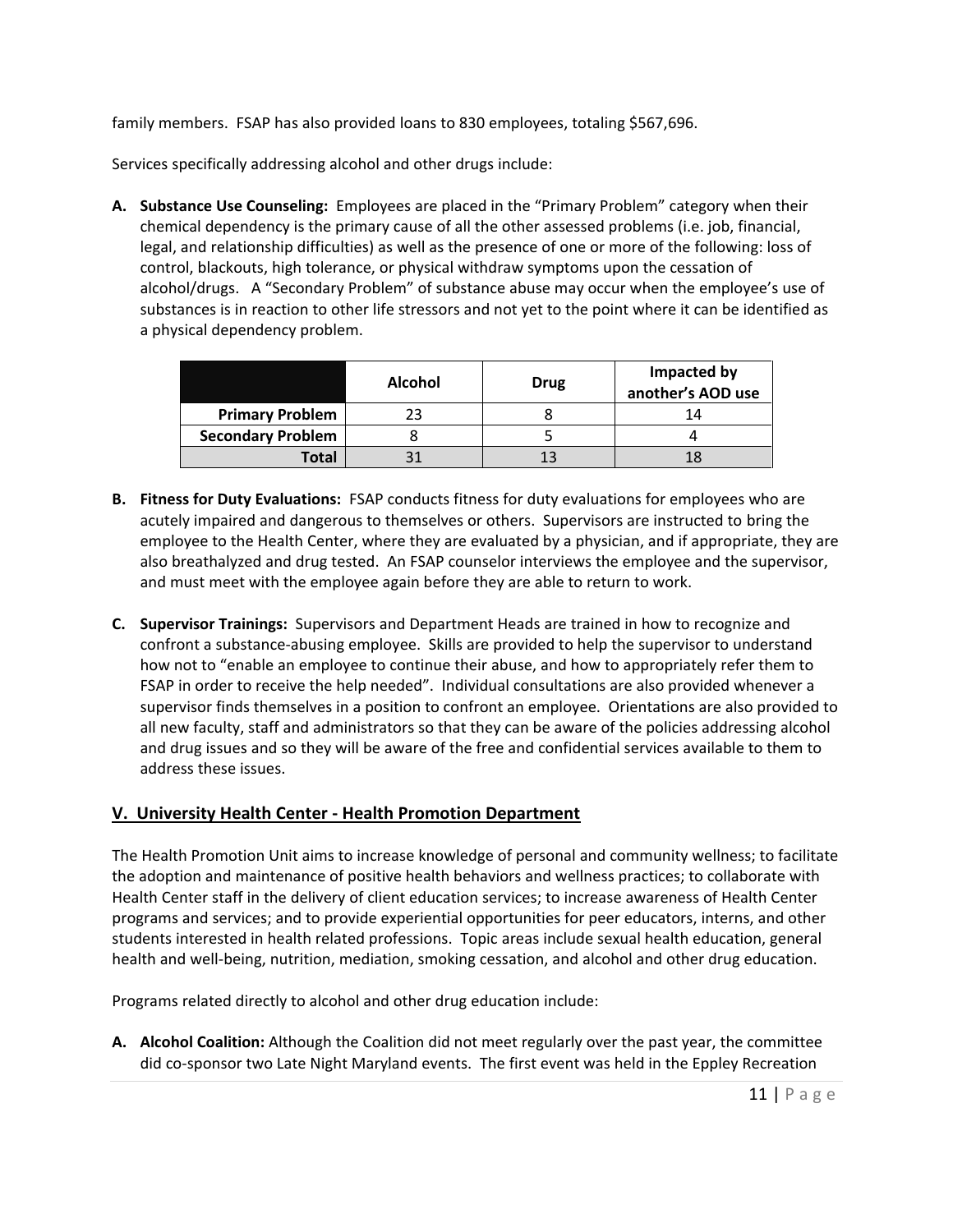family members. FSAP has also provided loans to 830 employees, totaling $567,696.

Services specifically addressing alcohol and other drugs include:

**A. Substance Use Counseling:** Employees are placed in the "Primary Problem" category when their chemical dependency is the primary cause of all the other assessed problems (i.e. job, financial, legal, and relationship difficulties) as well as the presence of one or more of the following: loss of control, blackouts, high tolerance, or physical withdraw symptoms upon the cessation of alcohol/drugs. A "Secondary Problem" of substance abuse may occur when the employee's use of substances is in reaction to other life stressors and not yet to the point where it can be identified as a physical dependency problem.

| | Alcohol | Drug | Impacted by another's AOD use |
|---|---|---|---|
| **Primary Problem** | 23 | 8 | 14 |
| **Secondary Problem** | 8 | 5 | 4 |
| **Total** | 31 | 13 | 18 |

**B. Fitness for Duty Evaluations:** FSAP conducts fitness for duty evaluations for employees who are acutely impaired and dangerous to themselves or others. Supervisors are instructed to bring the employee to the Health Center, where they are evaluated by a physician, and if appropriate, they are also breathalyzed and drug tested. An FSAP counselor interviews the employee and the supervisor, and must meet with the employee again before they are able to return to work.

**C. Supervisor Trainings:** Supervisors and Department Heads are trained in how to recognize and confront a substance-abusing employee. Skills are provided to help the supervisor to understand how not to "enable an employee to continue their abuse, and how to appropriately refer them to FSAP in order to receive the help needed". Individual consultations are also provided whenever a supervisor finds themselves in a position to confront an employee. Orientations are also provided to all new faculty, staff and administrators so that they can be aware of the policies addressing alcohol and drug issues and so they will be aware of the free and confidential services available to them to address these issues.

## V. University Health Center - Health Promotion Department

The Health Promotion Unit aims to increase knowledge of personal and community wellness; to facilitate the adoption and maintenance of positive health behaviors and wellness practices; to collaborate with Health Center staff in the delivery of client education services; to increase awareness of Health Center programs and services; and to provide experiential opportunities for peer educators, interns, and other students interested in health related professions. Topic areas include sexual health education, general health and well-being, nutrition, mediation, smoking cessation, and alcohol and other drug education.

Programs related directly to alcohol and other drug education include:

**A. Alcohol Coalition:** Although the Coalition did not meet regularly over the past year, the committee did co-sponsor two Late Night Maryland events. The first event was held in the Eppley Recreation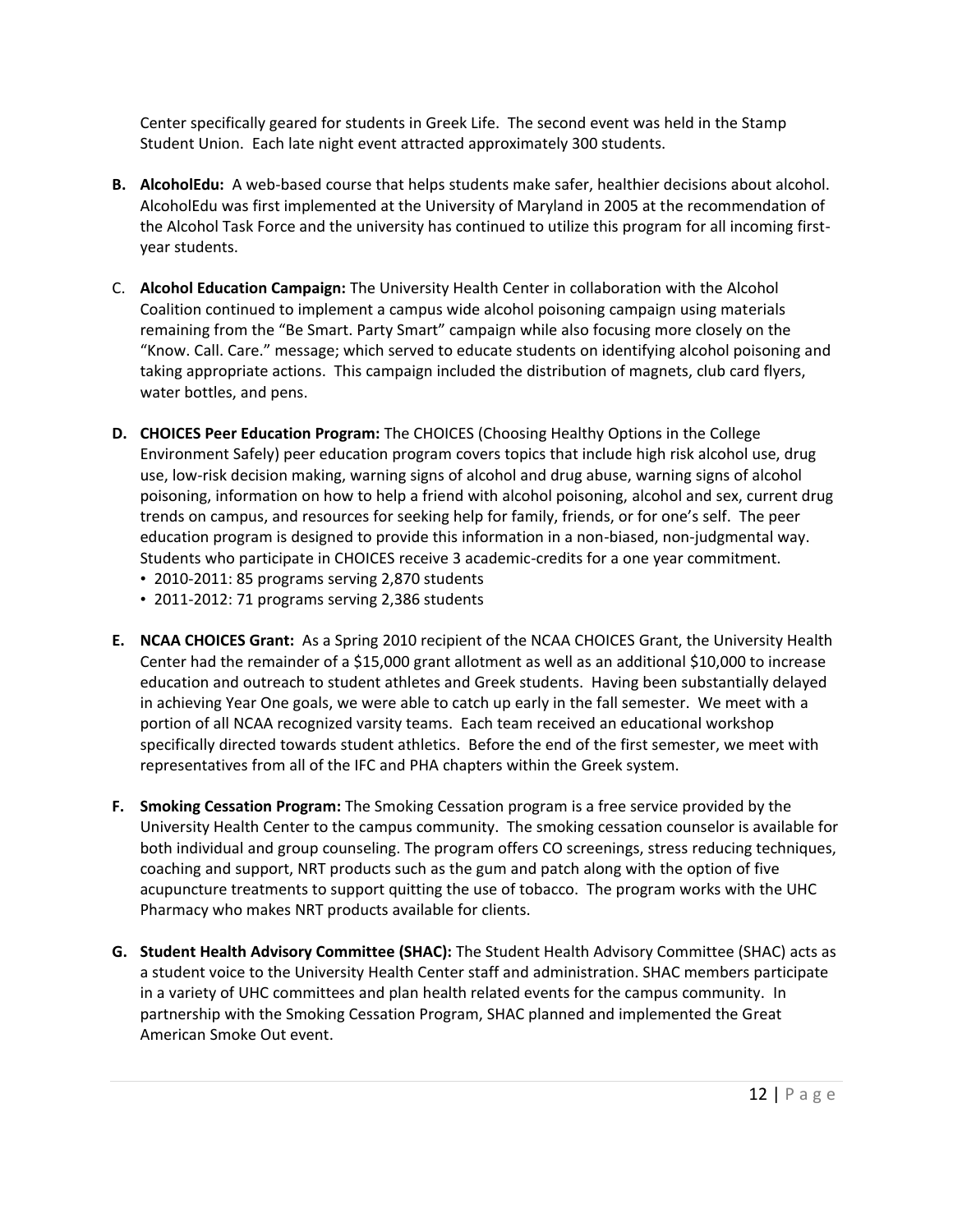Center specifically geared for students in Greek Life. The second event was held in the Stamp Student Union. Each late night event attracted approximately 300 students.

**B. AlcoholEdu:** A web-based course that helps students make safer, healthier decisions about alcohol. AlcoholEdu was first implemented at the University of Maryland in 2005 at the recommendation of the Alcohol Task Force and the university has continued to utilize this program for all incoming first-year students.

C. **Alcohol Education Campaign:** The University Health Center in collaboration with the Alcohol Coalition continued to implement a campus wide alcohol poisoning campaign using materials remaining from the "Be Smart. Party Smart" campaign while also focusing more closely on the "Know. Call. Care." message; which served to educate students on identifying alcohol poisoning and taking appropriate actions. This campaign included the distribution of magnets, club card flyers, water bottles, and pens.

**D. CHOICES Peer Education Program:** The CHOICES (Choosing Healthy Options in the College Environment Safely) peer education program covers topics that include high risk alcohol use, drug use, low-risk decision making, warning signs of alcohol and drug abuse, warning signs of alcohol poisoning, information on how to help a friend with alcohol poisoning, alcohol and sex, current drug trends on campus, and resources for seeking help for family, friends, or for one's self. The peer education program is designed to provide this information in a non-biased, non-judgmental way. Students who participate in CHOICES receive 3 academic-credits for a one year commitment.

- 2010-2011: 85 programs serving 2,870 students
- 2011-2012: 71 programs serving 2,386 students

**E. NCAA CHOICES Grant:** As a Spring 2010 recipient of the NCAA CHOICES Grant, the University Health Center had the remainder of a $15,000 grant allotment as well as an additional $10,000 to increase education and outreach to student athletes and Greek students. Having been substantially delayed in achieving Year One goals, we were able to catch up early in the fall semester. We meet with a portion of all NCAA recognized varsity teams. Each team received an educational workshop specifically directed towards student athletics. Before the end of the first semester, we meet with representatives from all of the IFC and PHA chapters within the Greek system.

**F. Smoking Cessation Program:** The Smoking Cessation program is a free service provided by the University Health Center to the campus community. The smoking cessation counselor is available for both individual and group counseling. The program offers CO screenings, stress reducing techniques, coaching and support, NRT products such as the gum and patch along with the option of five acupuncture treatments to support quitting the use of tobacco. The program works with the UHC Pharmacy who makes NRT products available for clients.

**G. Student Health Advisory Committee (SHAC):** The Student Health Advisory Committee (SHAC) acts as a student voice to the University Health Center staff and administration. SHAC members participate in a variety of UHC committees and plan health related events for the campus community. In partnership with the Smoking Cessation Program, SHAC planned and implemented the Great American Smoke Out event.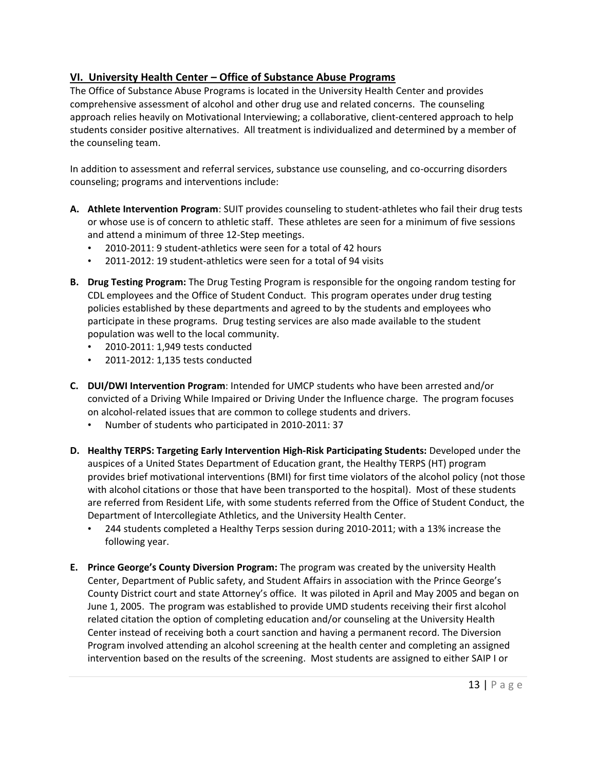## VI. University Health Center – Office of Substance Abuse Programs

The Office of Substance Abuse Programs is located in the University Health Center and provides comprehensive assessment of alcohol and other drug use and related concerns. The counseling approach relies heavily on Motivational Interviewing; a collaborative, client-centered approach to help students consider positive alternatives. All treatment is individualized and determined by a member of the counseling team.

In addition to assessment and referral services, substance use counseling, and co-occurring disorders counseling; programs and interventions include:

**A. Athlete Intervention Program**: SUIT provides counseling to student-athletes who fail their drug tests or whose use is of concern to athletic staff. These athletes are seen for a minimum of five sessions and attend a minimum of three 12-Step meetings.

- 2010-2011: 9 student-athletics were seen for a total of 42 hours
- 2011-2012: 19 student-athletics were seen for a total of 94 visits

**B. Drug Testing Program:** The Drug Testing Program is responsible for the ongoing random testing for CDL employees and the Office of Student Conduct. This program operates under drug testing policies established by these departments and agreed to by the students and employees who participate in these programs. Drug testing services are also made available to the student population was well to the local community.

- 2010-2011: 1,949 tests conducted
- 2011-2012: 1,135 tests conducted

**C. DUI/DWI Intervention Program**: Intended for UMCP students who have been arrested and/or convicted of a Driving While Impaired or Driving Under the Influence charge. The program focuses on alcohol-related issues that are common to college students and drivers.

- Number of students who participated in 2010-2011: 37

**D. Healthy TERPS: Targeting Early Intervention High-Risk Participating Students:** Developed under the auspices of a United States Department of Education grant, the Healthy TERPS (HT) program provides brief motivational interventions (BMI) for first time violators of the alcohol policy (not those with alcohol citations or those that have been transported to the hospital). Most of these students are referred from Resident Life, with some students referred from the Office of Student Conduct, the Department of Intercollegiate Athletics, and the University Health Center.

- 244 students completed a Healthy Terps session during 2010-2011; with a 13% increase the following year.

**E. Prince George's County Diversion Program:** The program was created by the university Health Center, Department of Public safety, and Student Affairs in association with the Prince George's County District court and state Attorney's office. It was piloted in April and May 2005 and began on June 1, 2005. The program was established to provide UMD students receiving their first alcohol related citation the option of completing education and/or counseling at the University Health Center instead of receiving both a court sanction and having a permanent record. The Diversion Program involved attending an alcohol screening at the health center and completing an assigned intervention based on the results of the screening. Most students are assigned to either SAIP I or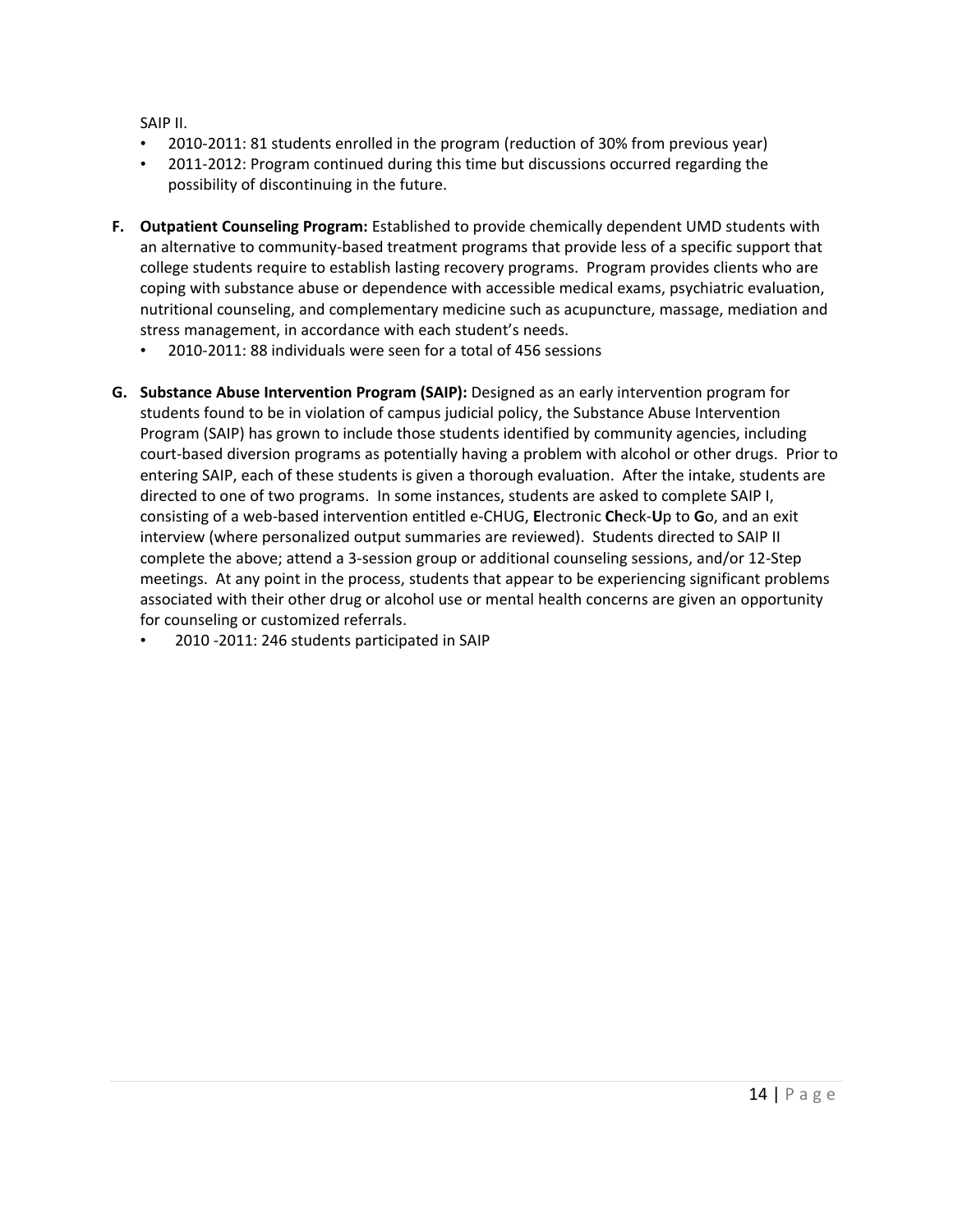SAIP II.

- 2010-2011: 81 students enrolled in the program (reduction of 30% from previous year)
- 2011-2012: Program continued during this time but discussions occurred regarding the possibility of discontinuing in the future.

**F. Outpatient Counseling Program:** Established to provide chemically dependent UMD students with an alternative to community-based treatment programs that provide less of a specific support that college students require to establish lasting recovery programs. Program provides clients who are coping with substance abuse or dependence with accessible medical exams, psychiatric evaluation, nutritional counseling, and complementary medicine such as acupuncture, massage, mediation and stress management, in accordance with each student's needs.

- 2010-2011: 88 individuals were seen for a total of 456 sessions

**G. Substance Abuse Intervention Program (SAIP):** Designed as an early intervention program for students found to be in violation of campus judicial policy, the Substance Abuse Intervention Program (SAIP) has grown to include those students identified by community agencies, including court-based diversion programs as potentially having a problem with alcohol or other drugs. Prior to entering SAIP, each of these students is given a thorough evaluation. After the intake, students are directed to one of two programs. In some instances, students are asked to complete SAIP I, consisting of a web-based intervention entitled e-CHUG, **E**lectronic **Ch**eck-**U**p to **G**o, and an exit interview (where personalized output summaries are reviewed). Students directed to SAIP II complete the above; attend a 3-session group or additional counseling sessions, and/or 12-Step meetings. At any point in the process, students that appear to be experiencing significant problems associated with their other drug or alcohol use or mental health concerns are given an opportunity for counseling or customized referrals.

- 2010 -2011: 246 students participated in SAIP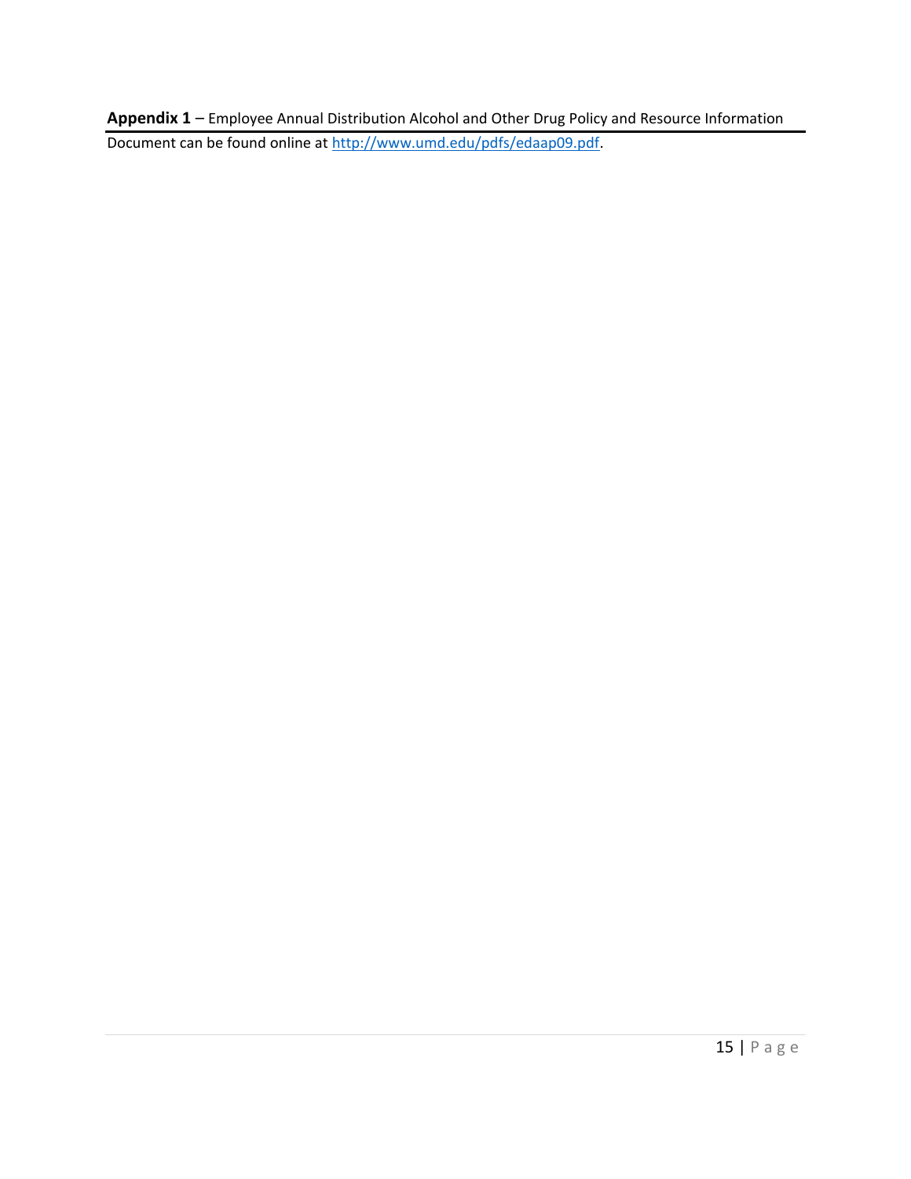**Appendix 1** – Employee Annual Distribution Alcohol and Other Drug Policy and Resource Information

Document can be found online at [http://www.umd.edu/pdfs/edaap09.pdf](http://www.umd.edu/pdfs/edaap09.pdf).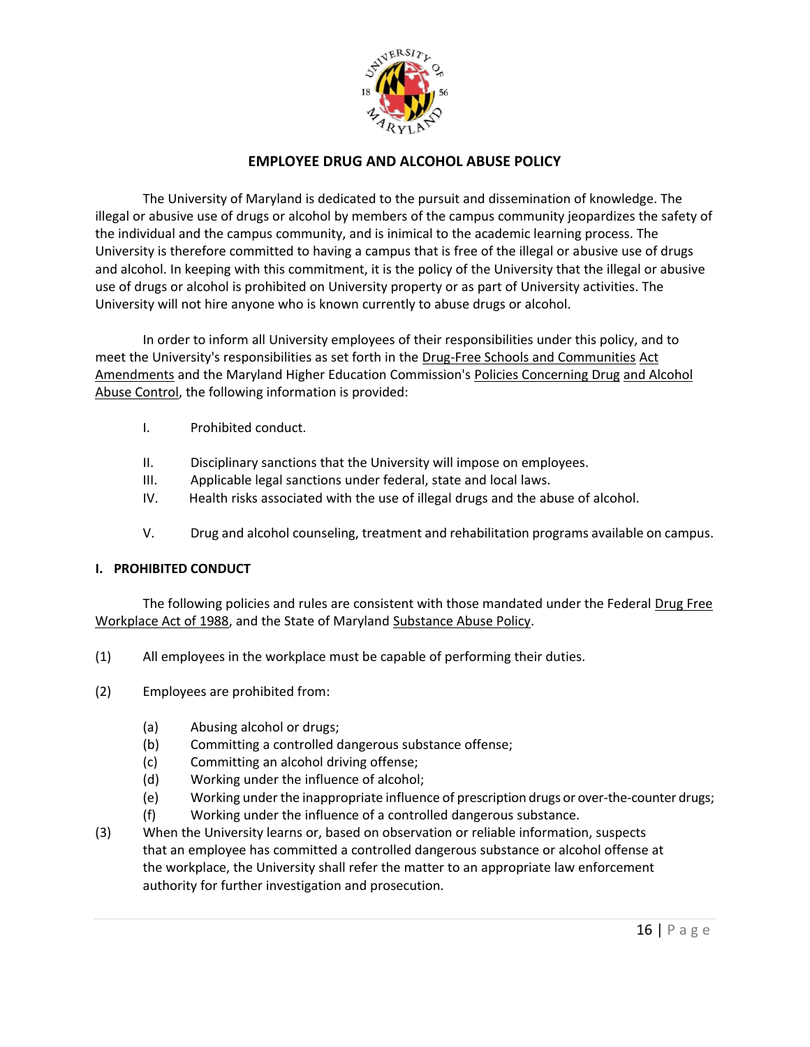# EMPLOYEE DRUG AND ALCOHOL ABUSE POLICY

The University of Maryland is dedicated to the pursuit and dissemination of knowledge. The illegal or abusive use of drugs or alcohol by members of the campus community jeopardizes the safety of the individual and the campus community, and is inimical to the academic learning process. The University is therefore committed to having a campus that is free of the illegal or abusive use of drugs and alcohol. In keeping with this commitment, it is the policy of the University that the illegal or abusive use of drugs or alcohol is prohibited on University property or as part of University activities. The University will not hire anyone who is known currently to abuse drugs or alcohol.

In order to inform all University employees of their responsibilities under this policy, and to meet the University's responsibilities as set forth in the Drug-Free Schools and Communities Act Amendments and the Maryland Higher Education Commission's Policies Concerning Drug and Alcohol Abuse Control, the following information is provided:

I. Prohibited conduct.

II. Disciplinary sanctions that the University will impose on employees.

III. Applicable legal sanctions under federal, state and local laws.

IV. Health risks associated with the use of illegal drugs and the abuse of alcohol.

V. Drug and alcohol counseling, treatment and rehabilitation programs available on campus.

## I. PROHIBITED CONDUCT

The following policies and rules are consistent with those mandated under the Federal Drug Free Workplace Act of 1988, and the State of Maryland Substance Abuse Policy.

(1) All employees in the workplace must be capable of performing their duties.

(2) Employees are prohibited from:

- (a) Abusing alcohol or drugs;
- (b) Committing a controlled dangerous substance offense;
- (c) Committing an alcohol driving offense;
- (d) Working under the influence of alcohol;
- (e) Working under the inappropriate influence of prescription drugs or over-the-counter drugs;
- (f) Working under the influence of a controlled dangerous substance.

(3) When the University learns or, based on observation or reliable information, suspects that an employee has committed a controlled dangerous substance or alcohol offense at the workplace, the University shall refer the matter to an appropriate law enforcement authority for further investigation and prosecution.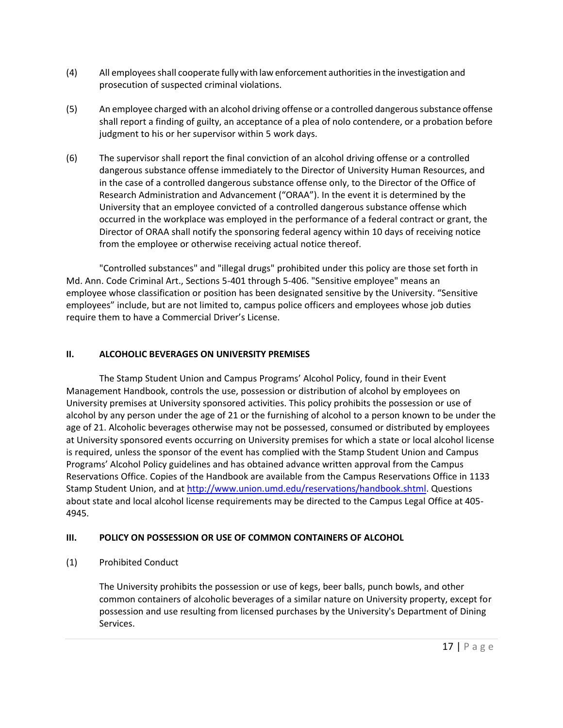(4) All employees shall cooperate fully with law enforcement authorities in the investigation and prosecution of suspected criminal violations.

(5) An employee charged with an alcohol driving offense or a controlled dangerous substance offense shall report a finding of guilty, an acceptance of a plea of nolo contendere, or a probation before judgment to his or her supervisor within 5 work days.

(6) The supervisor shall report the final conviction of an alcohol driving offense or a controlled dangerous substance offense immediately to the Director of University Human Resources, and in the case of a controlled dangerous substance offense only, to the Director of the Office of Research Administration and Advancement ("ORAA"). In the event it is determined by the University that an employee convicted of a controlled dangerous substance offense which occurred in the workplace was employed in the performance of a federal contract or grant, the Director of ORAA shall notify the sponsoring federal agency within 10 days of receiving notice from the employee or otherwise receiving actual notice thereof.

"Controlled substances" and "illegal drugs" prohibited under this policy are those set forth in Md. Ann. Code Criminal Art., Sections 5-401 through 5-406. "Sensitive employee" means an employee whose classification or position has been designated sensitive by the University. "Sensitive employees" include, but are not limited to, campus police officers and employees whose job duties require them to have a Commercial Driver's License.

## II. ALCOHOLIC BEVERAGES ON UNIVERSITY PREMISES

The Stamp Student Union and Campus Programs' Alcohol Policy, found in their Event Management Handbook, controls the use, possession or distribution of alcohol by employees on University premises at University sponsored activities. This policy prohibits the possession or use of alcohol by any person under the age of 21 or the furnishing of alcohol to a person known to be under the age of 21. Alcoholic beverages otherwise may not be possessed, consumed or distributed by employees at University sponsored events occurring on University premises for which a state or local alcohol license is required, unless the sponsor of the event has complied with the Stamp Student Union and Campus Programs' Alcohol Policy guidelines and has obtained advance written approval from the Campus Reservations Office. Copies of the Handbook are available from the Campus Reservations Office in 1133 Stamp Student Union, and at [http://www.union.umd.edu/reservations/handbook.shtml](http://www.union.umd.edu/reservations/handbook.shtml). Questions about state and local alcohol license requirements may be directed to the Campus Legal Office at 405-4945.

## III. POLICY ON POSSESSION OR USE OF COMMON CONTAINERS OF ALCOHOL

(1) Prohibited Conduct

The University prohibits the possession or use of kegs, beer balls, punch bowls, and other common containers of alcoholic beverages of a similar nature on University property, except for possession and use resulting from licensed purchases by the University's Department of Dining Services.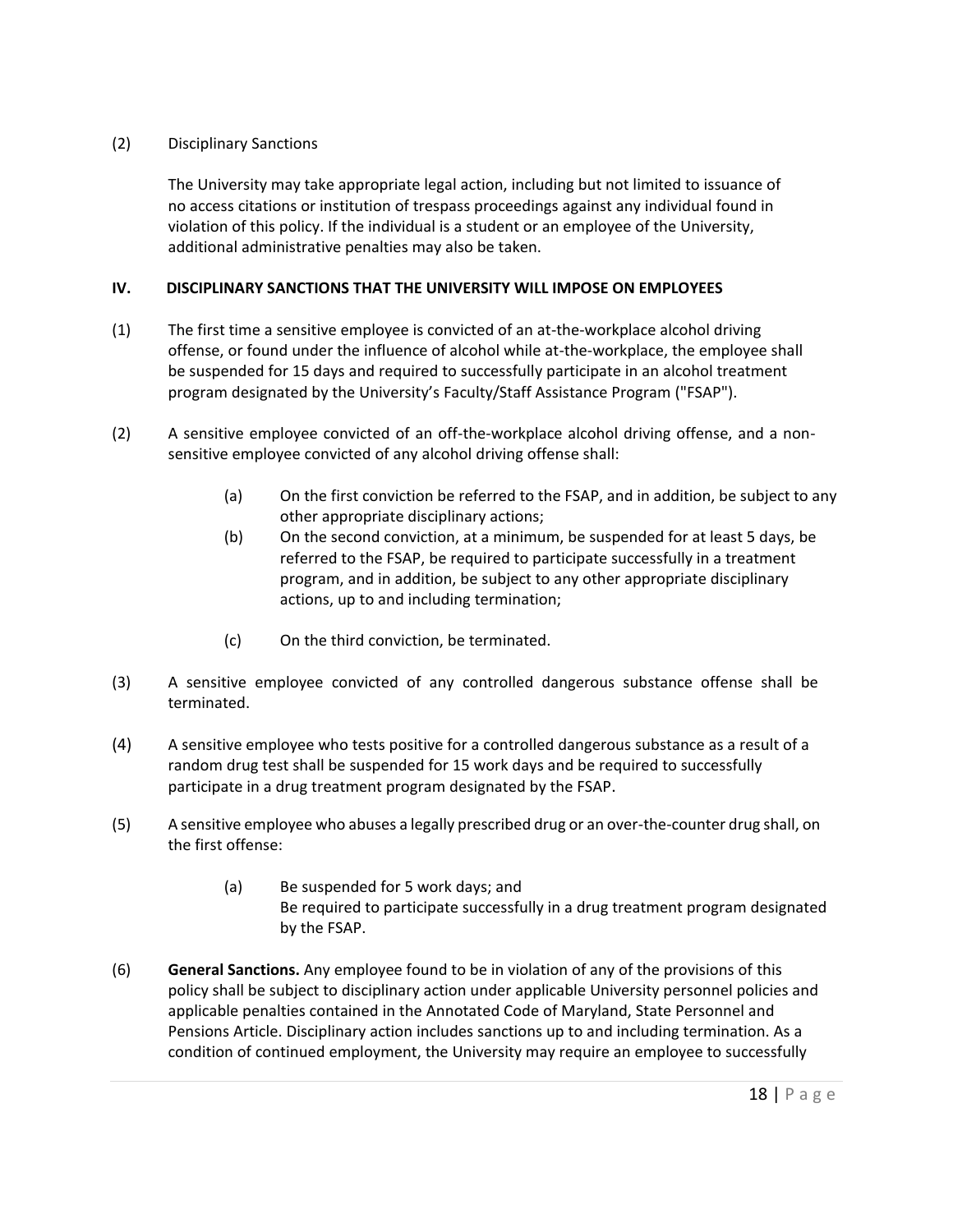(2) Disciplinary Sanctions

The University may take appropriate legal action, including but not limited to issuance of no access citations or institution of trespass proceedings against any individual found in violation of this policy. If the individual is a student or an employee of the University, additional administrative penalties may also be taken.

## IV. DISCIPLINARY SANCTIONS THAT THE UNIVERSITY WILL IMPOSE ON EMPLOYEES

(1) The first time a sensitive employee is convicted of an at-the-workplace alcohol driving offense, or found under the influence of alcohol while at-the-workplace, the employee shall be suspended for 15 days and required to successfully participate in an alcohol treatment program designated by the University's Faculty/Staff Assistance Program ("FSAP").

(2) A sensitive employee convicted of an off-the-workplace alcohol driving offense, and a non-sensitive employee convicted of any alcohol driving offense shall:

> (a) On the first conviction be referred to the FSAP, and in addition, be subject to any other appropriate disciplinary actions;
>
> (b) On the second conviction, at a minimum, be suspended for at least 5 days, be referred to the FSAP, be required to participate successfully in a treatment program, and in addition, be subject to any other appropriate disciplinary actions, up to and including termination;
>
> (c) On the third conviction, be terminated.

(3) A sensitive employee convicted of any controlled dangerous substance offense shall be terminated.

(4) A sensitive employee who tests positive for a controlled dangerous substance as a result of a random drug test shall be suspended for 15 work days and be required to successfully participate in a drug treatment program designated by the FSAP.

(5) A sensitive employee who abuses a legally prescribed drug or an over-the-counter drug shall, on the first offense:

> (a) Be suspended for 5 work days; and
> Be required to participate successfully in a drug treatment program designated by the FSAP.

(6) **General Sanctions.** Any employee found to be in violation of any of the provisions of this policy shall be subject to disciplinary action under applicable University personnel policies and applicable penalties contained in the Annotated Code of Maryland, State Personnel and Pensions Article. Disciplinary action includes sanctions up to and including termination. As a condition of continued employment, the University may require an employee to successfully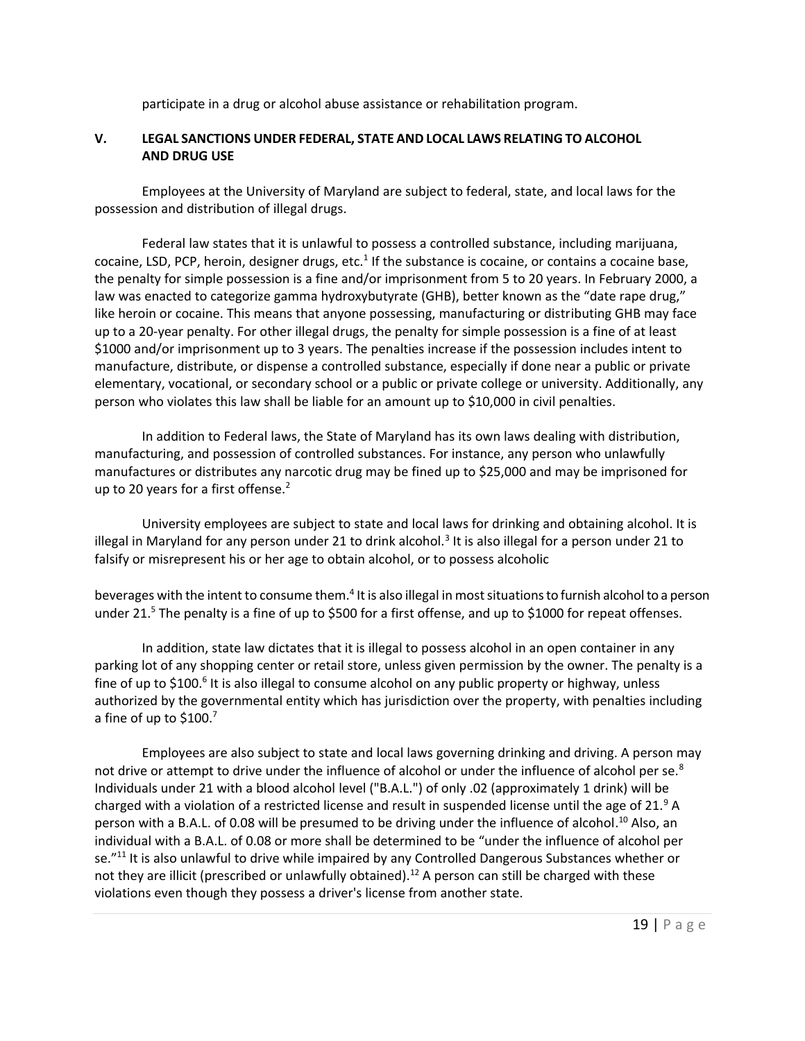participate in a drug or alcohol abuse assistance or rehabilitation program.

## V. LEGAL SANCTIONS UNDER FEDERAL, STATE AND LOCAL LAWS RELATING TO ALCOHOL AND DRUG USE

Employees at the University of Maryland are subject to federal, state, and local laws for the possession and distribution of illegal drugs.

Federal law states that it is unlawful to possess a controlled substance, including marijuana, cocaine, LSD, PCP, heroin, designer drugs, etc.[1] If the substance is cocaine, or contains a cocaine base, the penalty for simple possession is a fine and/or imprisonment from 5 to 20 years. In February 2000, a law was enacted to categorize gamma hydroxybutyrate (GHB), better known as the "date rape drug," like heroin or cocaine. This means that anyone possessing, manufacturing or distributing GHB may face up to a 20-year penalty. For other illegal drugs, the penalty for simple possession is a fine of at least $1000 and/or imprisonment up to 3 years. The penalties increase if the possession includes intent to manufacture, distribute, or dispense a controlled substance, especially if done near a public or private elementary, vocational, or secondary school or a public or private college or university. Additionally, any person who violates this law shall be liable for an amount up to $10,000 in civil penalties.

In addition to Federal laws, the State of Maryland has its own laws dealing with distribution, manufacturing, and possession of controlled substances. For instance, any person who unlawfully manufactures or distributes any narcotic drug may be fined up to $25,000 and may be imprisoned for up to 20 years for a first offense.[2]

University employees are subject to state and local laws for drinking and obtaining alcohol. It is illegal in Maryland for any person under 21 to drink alcohol.[3] It is also illegal for a person under 21 to falsify or misrepresent his or her age to obtain alcohol, or to possess alcoholic beverages with the intent to consume them.[4] It is also illegal in most situations to furnish alcohol to a person under 21.[5] The penalty is a fine of up to $500 for a first offense, and up to $1000 for repeat offenses.

In addition, state law dictates that it is illegal to possess alcohol in an open container in any parking lot of any shopping center or retail store, unless given permission by the owner. The penalty is a fine of up to $100.[6] It is also illegal to consume alcohol on any public property or highway, unless authorized by the governmental entity which has jurisdiction over the property, with penalties including a fine of up to $100.[7]

Employees are also subject to state and local laws governing drinking and driving. A person may not drive or attempt to drive under the influence of alcohol or under the influence of alcohol per se.[8] Individuals under 21 with a blood alcohol level ("B.A.L.") of only .02 (approximately 1 drink) will be charged with a violation of a restricted license and result in suspended license until the age of 21.[9] A person with a B.A.L. of 0.08 will be presumed to be driving under the influence of alcohol.[10] Also, an individual with a B.A.L. of 0.08 or more shall be determined to be "under the influence of alcohol per se."[11] It is also unlawful to drive while impaired by any Controlled Dangerous Substances whether or not they are illicit (prescribed or unlawfully obtained).[12] A person can still be charged with these violations even though they possess a driver's license from another state.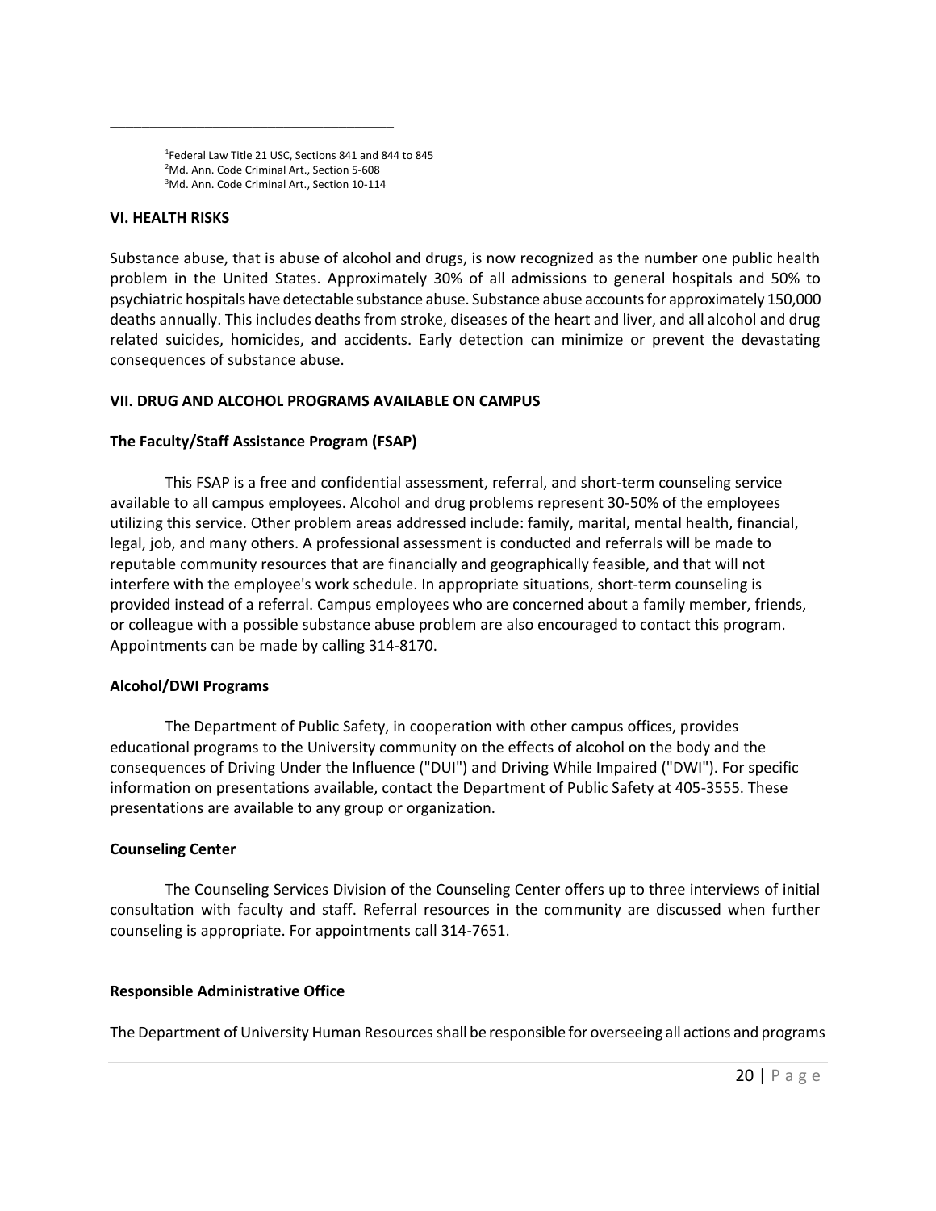---

[1]Federal Law Title 21 USC, Sections 841 and 844 to 845
[2]Md. Ann. Code Criminal Art., Section 5-608
[3]Md. Ann. Code Criminal Art., Section 10-114

**VI. HEALTH RISKS**

Substance abuse, that is abuse of alcohol and drugs, is now recognized as the number one public health problem in the United States. Approximately 30% of all admissions to general hospitals and 50% to psychiatric hospitals have detectable substance abuse. Substance abuse accounts for approximately 150,000 deaths annually. This includes deaths from stroke, diseases of the heart and liver, and all alcohol and drug related suicides, homicides, and accidents. Early detection can minimize or prevent the devastating consequences of substance abuse.

**VII. DRUG AND ALCOHOL PROGRAMS AVAILABLE ON CAMPUS**

**The Faculty/Staff Assistance Program (FSAP)**

This FSAP is a free and confidential assessment, referral, and short-term counseling service available to all campus employees. Alcohol and drug problems represent 30-50% of the employees utilizing this service. Other problem areas addressed include: family, marital, mental health, financial, legal, job, and many others. A professional assessment is conducted and referrals will be made to reputable community resources that are financially and geographically feasible, and that will not interfere with the employee's work schedule. In appropriate situations, short-term counseling is provided instead of a referral. Campus employees who are concerned about a family member, friends, or colleague with a possible substance abuse problem are also encouraged to contact this program. Appointments can be made by calling 314-8170.

**Alcohol/DWI Programs**

The Department of Public Safety, in cooperation with other campus offices, provides educational programs to the University community on the effects of alcohol on the body and the consequences of Driving Under the Influence ("DUI") and Driving While Impaired ("DWI"). For specific information on presentations available, contact the Department of Public Safety at 405-3555. These presentations are available to any group or organization.

**Counseling Center**

The Counseling Services Division of the Counseling Center offers up to three interviews of initial consultation with faculty and staff. Referral resources in the community are discussed when further counseling is appropriate. For appointments call 314-7651.

**Responsible Administrative Office**

The Department of University Human Resources shall be responsible for overseeing all actions and programs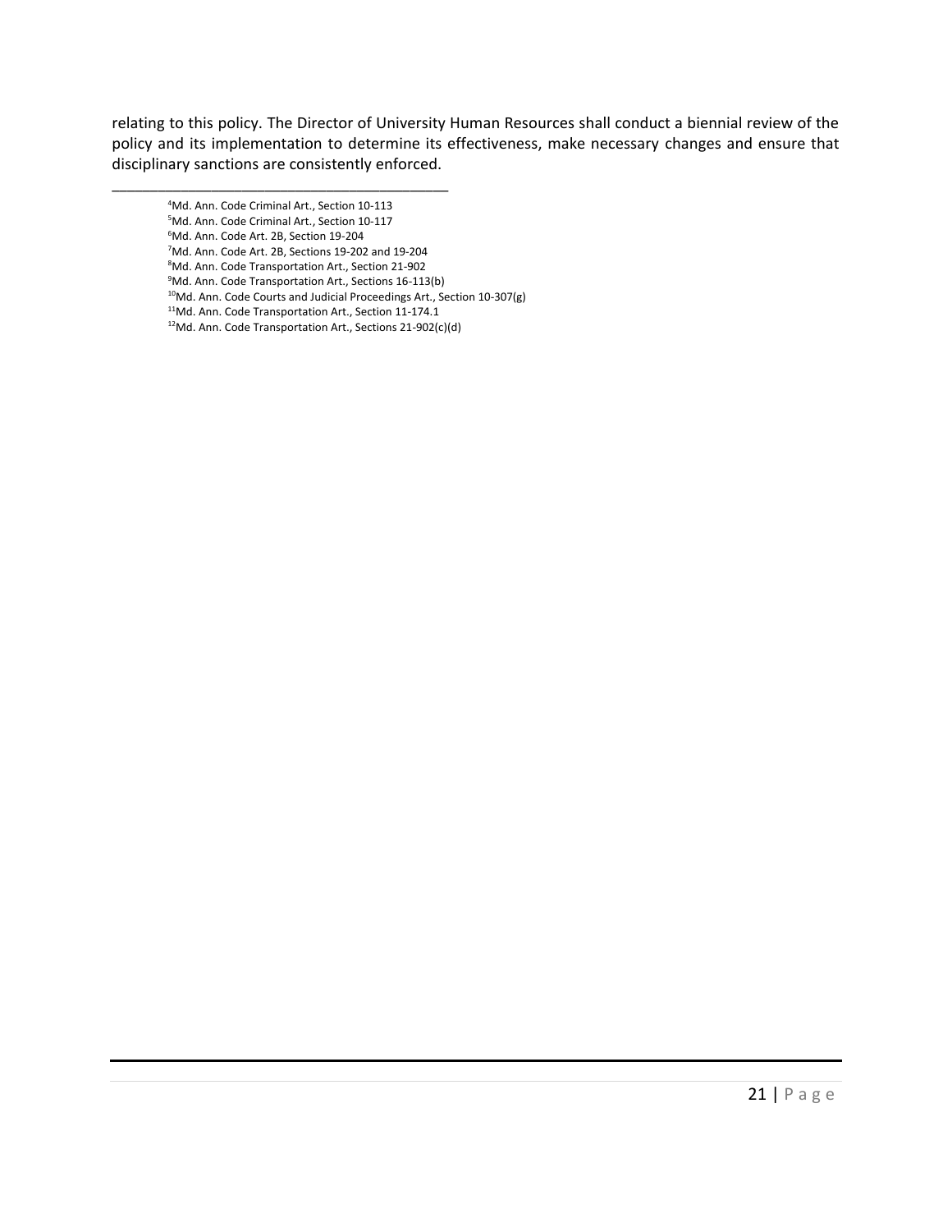relating to this policy. The Director of University Human Resources shall conduct a biennial review of the policy and its implementation to determine its effectiveness, make necessary changes and ensure that disciplinary sanctions are consistently enforced.

---

[4]Md. Ann. Code Criminal Art., Section 10-113
[5]Md. Ann. Code Criminal Art., Section 10-117
[6]Md. Ann. Code Art. 2B, Section 19-204
[7]Md. Ann. Code Art. 2B, Sections 19-202 and 19-204
[8]Md. Ann. Code Transportation Art., Section 21-902
[9]Md. Ann. Code Transportation Art., Sections 16-113(b)
[10]Md. Ann. Code Courts and Judicial Proceedings Art., Section 10-307(g)
[11]Md. Ann. Code Transportation Art., Section 11-174.1
[12]Md. Ann. Code Transportation Art., Sections 21-902(c)(d)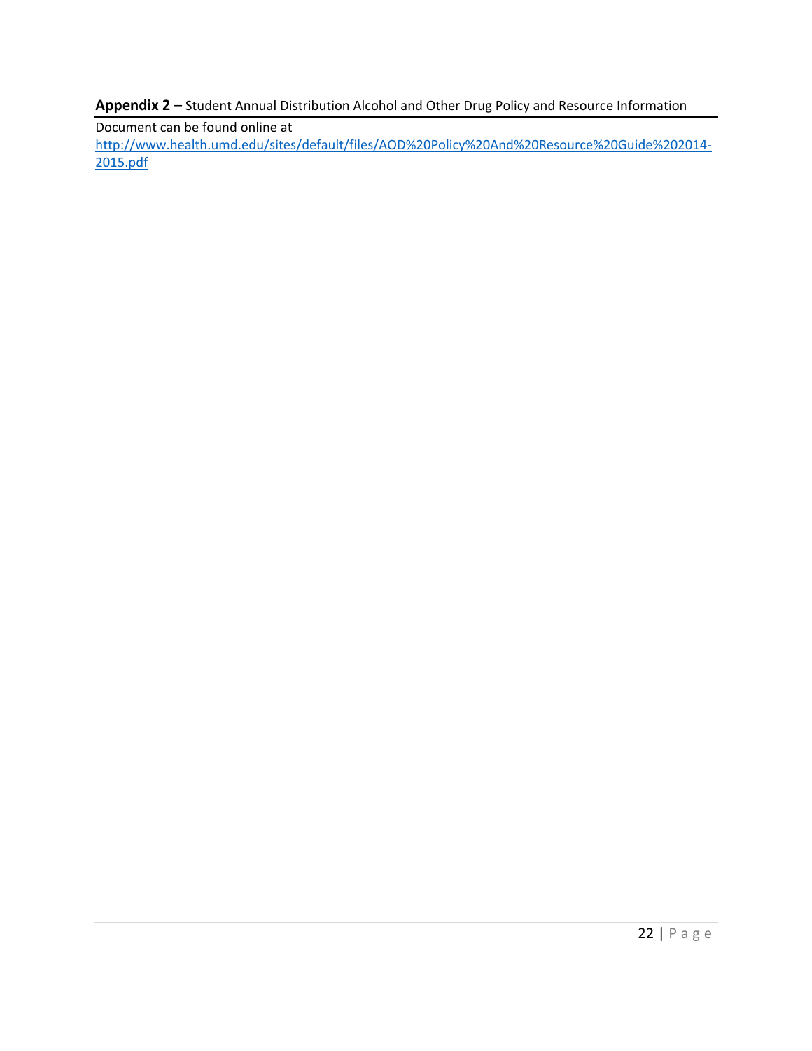**Appendix 2** – Student Annual Distribution Alcohol and Other Drug Policy and Resource Information

Document can be found online at http://www.health.umd.edu/sites/default/files/AOD%20Policy%20And%20Resource%20Guide%202014-2015.pdf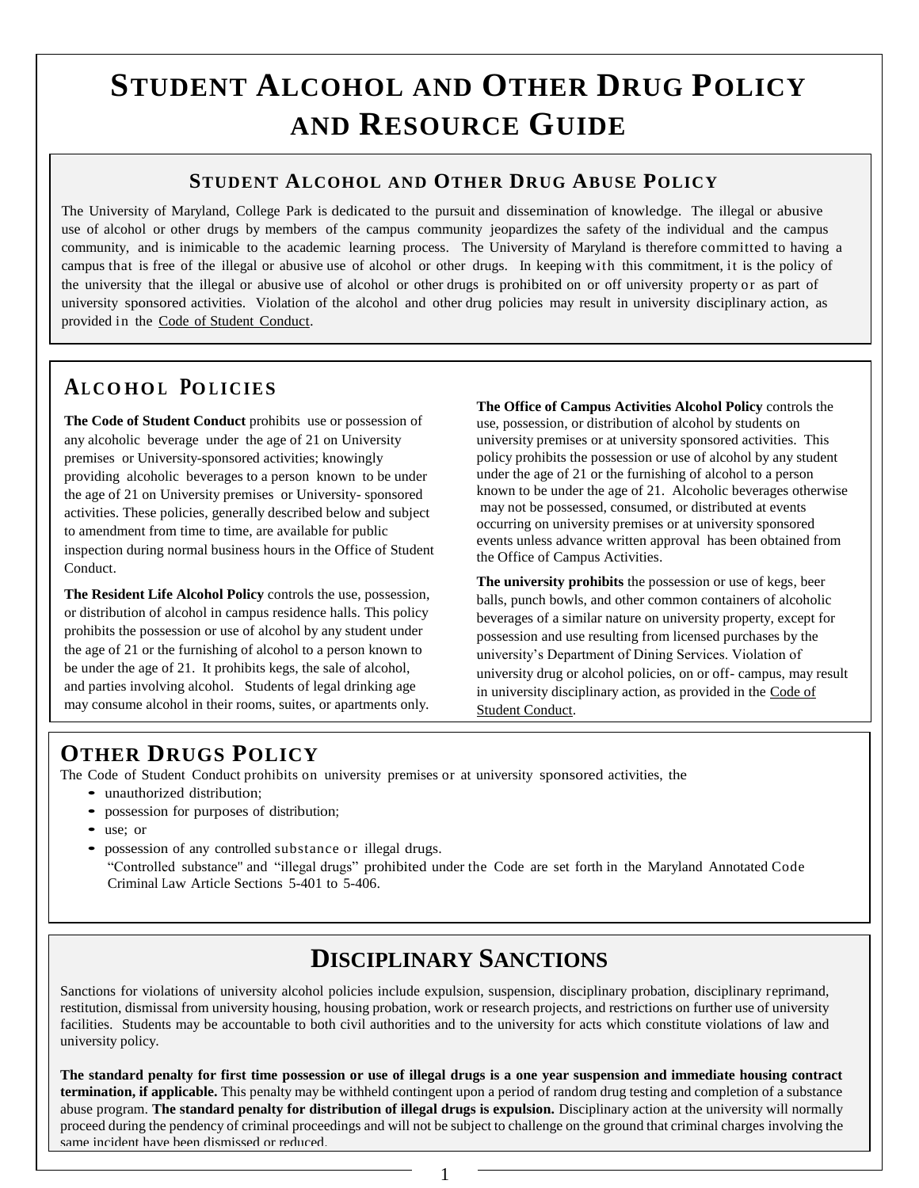# STUDENT ALCOHOL AND OTHER DRUG POLICY AND RESOURCE GUIDE

## STUDENT ALCOHOL AND OTHER DRUG ABUSE POLICY

The University of Maryland, College Park is dedicated to the pursuit and dissemination of knowledge. The illegal or abusive use of alcohol or other drugs by members of the campus community jeopardizes the safety of the individual and the campus community, and is inimicable to the academic learning process. The University of Maryland is therefore committed to having a campus that is free of the illegal or abusive use of alcohol or other drugs. In keeping with this commitment, it is the policy of the university that the illegal or abusive use of alcohol or other drugs is prohibited on or off university property or as part of university sponsored activities. Violation of the alcohol and other drug policies may result in university disciplinary action, as provided in the Code of Student Conduct.

## ALCOHOL POLICIES

**The Code of Student Conduct** prohibits use or possession of any alcoholic beverage under the age of 21 on University premises or University-sponsored activities; knowingly providing alcoholic beverages to a person known to be under the age of 21 on University premises or University- sponsored activities. These policies, generally described below and subject to amendment from time to time, are available for public inspection during normal business hours in the Office of Student Conduct.

**The Resident Life Alcohol Policy** controls the use, possession, or distribution of alcohol in campus residence halls. This policy prohibits the possession or use of alcohol by any student under the age of 21 or the furnishing of alcohol to a person known to be under the age of 21. It prohibits kegs, the sale of alcohol, and parties involving alcohol. Students of legal drinking age may consume alcohol in their rooms, suites, or apartments only.

**The Office of Campus Activities Alcohol Policy** controls the use, possession, or distribution of alcohol by students on university premises or at university sponsored activities. This policy prohibits the possession or use of alcohol by any student under the age of 21 or the furnishing of alcohol to a person known to be under the age of 21. Alcoholic beverages otherwise may not be possessed, consumed, or distributed at events occurring on university premises or at university sponsored events unless advance written approval has been obtained from the Office of Campus Activities.

**The university prohibits** the possession or use of kegs, beer balls, punch bowls, and other common containers of alcoholic beverages of a similar nature on university property, except for possession and use resulting from licensed purchases by the university's Department of Dining Services. Violation of university drug or alcohol policies, on or off- campus, may result in university disciplinary action, as provided in the Code of Student Conduct.

## OTHER DRUGS POLICY

The Code of Student Conduct prohibits on university premises or at university sponsored activities, the

- unauthorized distribution;
- possession for purposes of distribution;
- use; or
- possession of any controlled substance or illegal drugs.
  "Controlled substance" and "illegal drugs" prohibited under the Code are set forth in the Maryland Annotated Code Criminal Law Article Sections 5-401 to 5-406.

## DISCIPLINARY SANCTIONS

Sanctions for violations of university alcohol policies include expulsion, suspension, disciplinary probation, disciplinary reprimand, restitution, dismissal from university housing, housing probation, work or research projects, and restrictions on further use of university facilities. Students may be accountable to both civil authorities and to the university for acts which constitute violations of law and university policy.

**The standard penalty for first time possession or use of illegal drugs is a one year suspension and immediate housing contract termination, if applicable.** This penalty may be withheld contingent upon a period of random drug testing and completion of a substance abuse program. **The standard penalty for distribution of illegal drugs is expulsion.** Disciplinary action at the university will normally proceed during the pendency of criminal proceedings and will not be subject to challenge on the ground that criminal charges involving the same incident have been dismissed or reduced.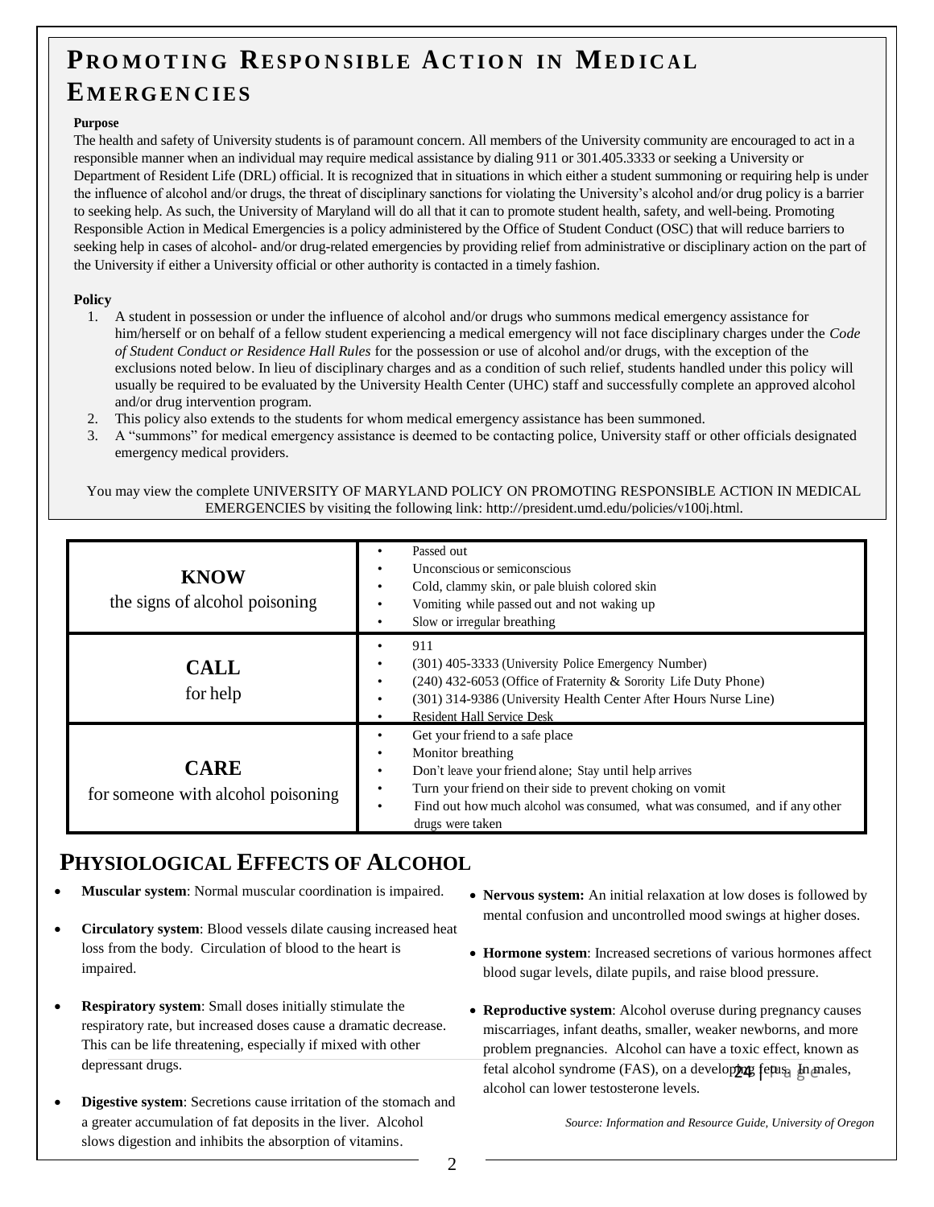# Promoting Responsible Action in Medical Emergencies

**Purpose**

The health and safety of University students is of paramount concern. All members of the University community are encouraged to act in a responsible manner when an individual may require medical assistance by dialing 911 or 301.405.3333 or seeking a University or Department of Resident Life (DRL) official. It is recognized that in situations in which either a student summoning or requiring help is under the influence of alcohol and/or drugs, the threat of disciplinary sanctions for violating the University's alcohol and/or drug policy is a barrier to seeking help. As such, the University of Maryland will do all that it can to promote student health, safety, and well-being. Promoting Responsible Action in Medical Emergencies is a policy administered by the Office of Student Conduct (OSC) that will reduce barriers to seeking help in cases of alcohol- and/or drug-related emergencies by providing relief from administrative or disciplinary action on the part of the University if either a University official or other authority is contacted in a timely fashion.

**Policy**

1. A student in possession or under the influence of alcohol and/or drugs who summons medical emergency assistance for him/herself or on behalf of a fellow student experiencing a medical emergency will not face disciplinary charges under the *Code of Student Conduct or Residence Hall Rules* for the possession or use of alcohol and/or drugs, with the exception of the exclusions noted below. In lieu of disciplinary charges and as a condition of such relief, students handled under this policy will usually be required to be evaluated by the University Health Center (UHC) staff and successfully complete an approved alcohol and/or drug intervention program.
2. This policy also extends to the students for whom medical emergency assistance has been summoned.
3. A "summons" for medical emergency assistance is deemed to be contacting police, University staff or other officials designated emergency medical providers.

You may view the complete UNIVERSITY OF MARYLAND POLICY ON PROMOTING RESPONSIBLE ACTION IN MEDICAL EMERGENCIES by visiting the following link: http://president.umd.edu/policies/v100j.html.

| | |
|---|---|
| **KNOW** the signs of alcohol poisoning | • Passed out<br>• Unconscious or semiconscious<br>• Cold, clammy skin, or pale bluish colored skin<br>• Vomiting while passed out and not waking up<br>• Slow or irregular breathing |
| **CALL** for help | • 911<br>• (301) 405-3333 (University Police Emergency Number)<br>• (240) 432-6053 (Office of Fraternity & Sorority Life Duty Phone)<br>• (301) 314-9386 (University Health Center After Hours Nurse Line)<br>• Resident Hall Service Desk |
| **CARE** for someone with alcohol poisoning | • Get your friend to a safe place<br>• Monitor breathing<br>• Don't leave your friend alone; Stay until help arrives<br>• Turn your friend on their side to prevent choking on vomit<br>• Find out how much alcohol was consumed, what was consumed, and if any other drugs were taken |

## Physiological Effects of Alcohol

- **Muscular system**: Normal muscular coordination is impaired.
- **Circulatory system**: Blood vessels dilate causing increased heat loss from the body. Circulation of blood to the heart is impaired.
- **Respiratory system**: Small doses initially stimulate the respiratory rate, but increased doses cause a dramatic decrease. This can be life threatening, especially if mixed with other depressant drugs.
- **Digestive system**: Secretions cause irritation of the stomach and a greater accumulation of fat deposits in the liver. Alcohol slows digestion and inhibits the absorption of vitamins.
- **Nervous system:** An initial relaxation at low doses is followed by mental confusion and uncontrolled mood swings at higher doses.
- **Hormone system**: Increased secretions of various hormones affect blood sugar levels, dilate pupils, and raise blood pressure.
- **Reproductive system**: Alcohol overuse during pregnancy causes miscarriages, infant deaths, smaller, weaker newborns, and more problem pregnancies. Alcohol can have a toxic effect, known as fetal alcohol syndrome (FAS), on a developing fetus. In males, alcohol can lower testosterone levels.

*Source: Information and Resource Guide, University of Oregon*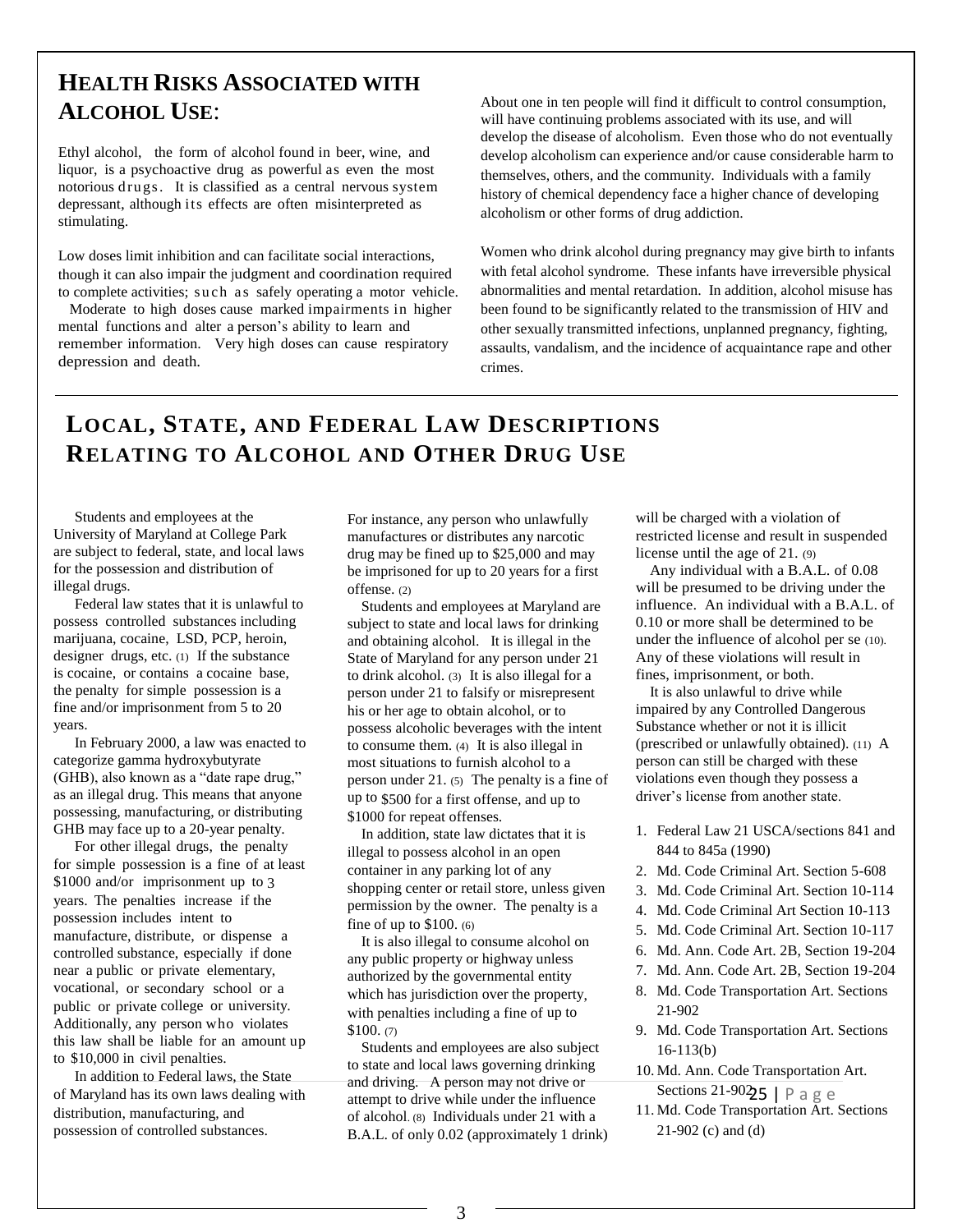## HEALTH RISKS ASSOCIATED WITH ALCOHOL USE:

Ethyl alcohol, the form of alcohol found in beer, wine, and liquor, is a psychoactive drug as powerful as even the most notorious drugs. It is classified as a central nervous system depressant, although its effects are often misinterpreted as stimulating.

Low doses limit inhibition and can facilitate social interactions, though it can also impair the judgment and coordination required to complete activities; such as safely operating a motor vehicle. Moderate to high doses cause marked impairments in higher mental functions and alter a person's ability to learn and remember information. Very high doses can cause respiratory depression and death.

About one in ten people will find it difficult to control consumption, will have continuing problems associated with its use, and will develop the disease of alcoholism. Even those who do not eventually develop alcoholism can experience and/or cause considerable harm to themselves, others, and the community. Individuals with a family history of chemical dependency face a higher chance of developing alcoholism or other forms of drug addiction.

Women who drink alcohol during pregnancy may give birth to infants with fetal alcohol syndrome. These infants have irreversible physical abnormalities and mental retardation. In addition, alcohol misuse has been found to be significantly related to the transmission of HIV and other sexually transmitted infections, unplanned pregnancy, fighting, assaults, vandalism, and the incidence of acquaintance rape and other crimes.

## LOCAL, STATE, AND FEDERAL LAW DESCRIPTIONS RELATING TO ALCOHOL AND OTHER DRUG USE

Students and employees at the University of Maryland at College Park are subject to federal, state, and local laws for the possession and distribution of illegal drugs.

Federal law states that it is unlawful to possess controlled substances including marijuana, cocaine, LSD, PCP, heroin, designer drugs, etc. (1) If the substance is cocaine, or contains a cocaine base, the penalty for simple possession is a fine and/or imprisonment from 5 to 20 years.

In February 2000, a law was enacted to categorize gamma hydroxybutyrate (GHB), also known as a "date rape drug," as an illegal drug. This means that anyone possessing, manufacturing, or distributing GHB may face up to a 20-year penalty.

For other illegal drugs, the penalty for simple possession is a fine of at least $1000 and/or imprisonment up to 3 years. The penalties increase if the possession includes intent to manufacture, distribute, or dispense a controlled substance, especially if done near a public or private elementary, vocational, or secondary school or a public or private college or university. Additionally, any person who violates this law shall be liable for an amount up to $10,000 in civil penalties.

In addition to Federal laws, the State of Maryland has its own laws dealing with distribution, manufacturing, and possession of controlled substances. For instance, any person who unlawfully manufactures or distributes any narcotic drug may be fined up to $25,000 and may be imprisoned for up to 20 years for a first offense. (2)

Students and employees at Maryland are subject to state and local laws for drinking and obtaining alcohol. It is illegal in the State of Maryland for any person under 21 to drink alcohol. (3) It is also illegal for a person under 21 to falsify or misrepresent his or her age to obtain alcohol, or to possess alcoholic beverages with the intent to consume them. (4) It is also illegal in most situations to furnish alcohol to a person under 21. (5) The penalty is a fine of up to $500 for a first offense, and up to $1000 for repeat offenses.

In addition, state law dictates that it is illegal to possess alcohol in an open container in any parking lot of any shopping center or retail store, unless given permission by the owner. The penalty is a fine of up to $100. (6)

It is also illegal to consume alcohol on any public property or highway unless authorized by the governmental entity which has jurisdiction over the property, with penalties including a fine of up to $100. (7)

Students and employees are also subject to state and local laws governing drinking and driving. A person may not drive or attempt to drive while under the influence of alcohol. (8) Individuals under 21 with a B.A.L. of only 0.02 (approximately 1 drink) will be charged with a violation of restricted license and result in suspended license until the age of 21. (9)

Any individual with a B.A.L. of 0.08 will be presumed to be driving under the influence. An individual with a B.A.L. of 0.10 or more shall be determined to be under the influence of alcohol per se (10). Any of these violations will result in fines, imprisonment, or both.

It is also unlawful to drive while impaired by any Controlled Dangerous Substance whether or not it is illicit (prescribed or unlawfully obtained). (11) A person can still be charged with these violations even though they possess a driver's license from another state.

1. Federal Law 21 USCA/sections 841 and 844 to 845a (1990)
2. Md. Code Criminal Art. Section 5-608
3. Md. Code Criminal Art. Section 10-114
4. Md. Code Criminal Art Section 10-113
5. Md. Code Criminal Art. Section 10-117
6. Md. Ann. Code Art. 2B, Section 19-204
7. Md. Ann. Code Art. 2B, Section 19-204
8. Md. Code Transportation Art. Sections 21-902
9. Md. Code Transportation Art. Sections 16-113(b)
10. Md. Ann. Code Transportation Art. Sections 21-902
11. Md. Code Transportation Art. Sections 21-902 (c) and (d)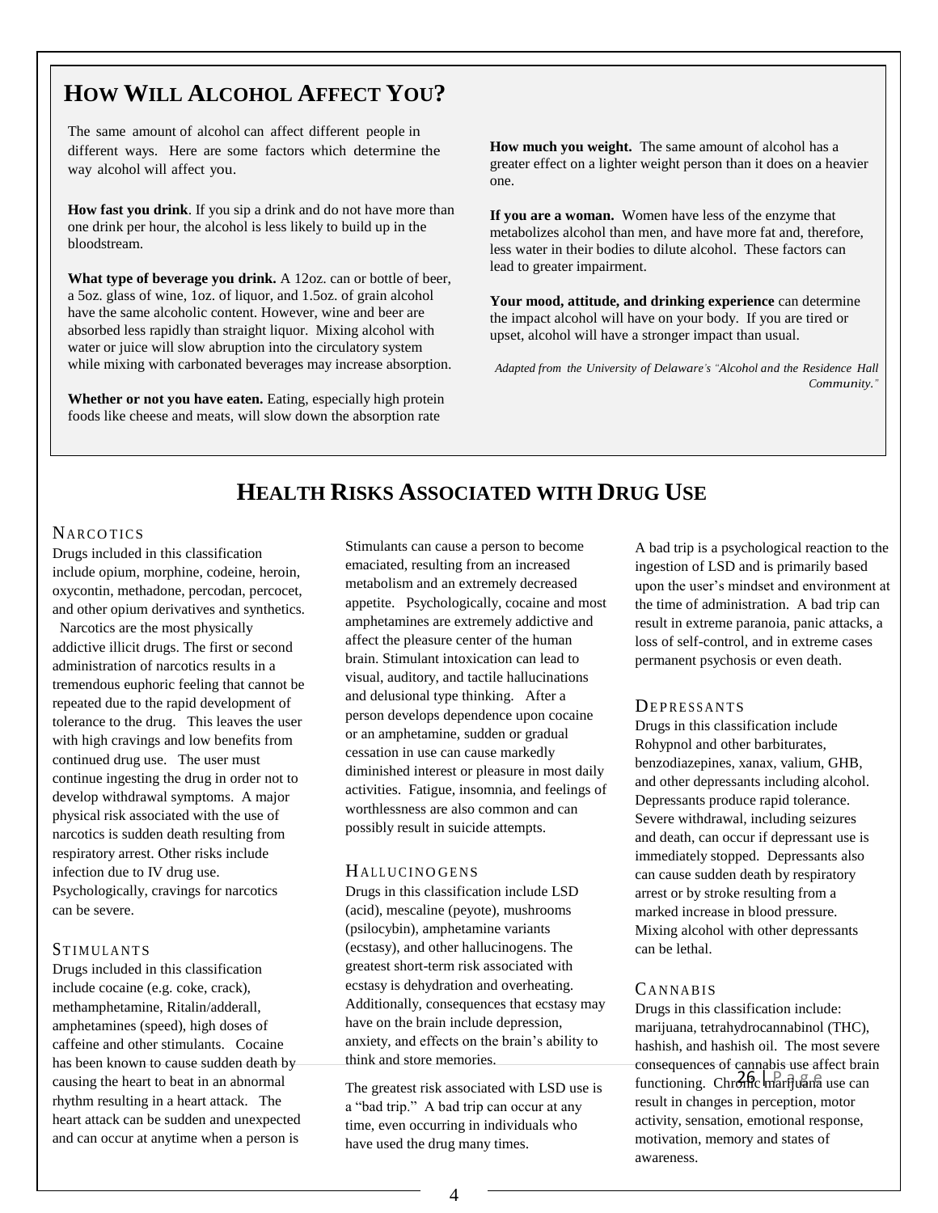## HOW WILL ALCOHOL AFFECT YOU?

The same amount of alcohol can affect different people in different ways. Here are some factors which determine the way alcohol will affect you.

**How fast you drink**. If you sip a drink and do not have more than one drink per hour, the alcohol is less likely to build up in the bloodstream.

**What type of beverage you drink.** A 12oz. can or bottle of beer, a 5oz. glass of wine, 1oz. of liquor, and 1.5oz. of grain alcohol have the same alcoholic content. However, wine and beer are absorbed less rapidly than straight liquor. Mixing alcohol with water or juice will slow abruption into the circulatory system while mixing with carbonated beverages may increase absorption.

**Whether or not you have eaten.** Eating, especially high protein foods like cheese and meats, will slow down the absorption rate

**How much you weight.** The same amount of alcohol has a greater effect on a lighter weight person than it does on a heavier one.

**If you are a woman.** Women have less of the enzyme that metabolizes alcohol than men, and have more fat and, therefore, less water in their bodies to dilute alcohol. These factors can lead to greater impairment.

**Your mood, attitude, and drinking experience** can determine the impact alcohol will have on your body. If you are tired or upset, alcohol will have a stronger impact than usual.

*Adapted from the University of Delaware's "Alcohol and the Residence Hall Community."*

## HEALTH RISKS ASSOCIATED WITH DRUG USE

### NARCOTICS

Drugs included in this classification include opium, morphine, codeine, heroin, oxycontin, methadone, percodan, percocet, and other opium derivatives and synthetics. Narcotics are the most physically addictive illicit drugs. The first or second administration of narcotics results in a tremendous euphoric feeling that cannot be repeated due to the rapid development of tolerance to the drug. This leaves the user with high cravings and low benefits from continued drug use. The user must continue ingesting the drug in order not to develop withdrawal symptoms. A major physical risk associated with the use of narcotics is sudden death resulting from respiratory arrest. Other risks include infection due to IV drug use. Psychologically, cravings for narcotics can be severe.

### STIMULANTS

Drugs included in this classification include cocaine (e.g. coke, crack), methamphetamine, Ritalin/adderall, amphetamines (speed), high doses of caffeine and other stimulants. Cocaine has been known to cause sudden death by causing the heart to beat in an abnormal rhythm resulting in a heart attack. The heart attack can be sudden and unexpected and can occur at anytime when a person is

Stimulants can cause a person to become emaciated, resulting from an increased metabolism and an extremely decreased appetite. Psychologically, cocaine and most amphetamines are extremely addictive and affect the pleasure center of the human brain. Stimulant intoxication can lead to visual, auditory, and tactile hallucinations and delusional type thinking. After a person develops dependence upon cocaine or an amphetamine, sudden or gradual cessation in use can cause markedly diminished interest or pleasure in most daily activities. Fatigue, insomnia, and feelings of worthlessness are also common and can possibly result in suicide attempts.

### HALLUCINOGENS

Drugs in this classification include LSD (acid), mescaline (peyote), mushrooms (psilocybin), amphetamine variants (ecstasy), and other hallucinogens. The greatest short-term risk associated with ecstasy is dehydration and overheating. Additionally, consequences that ecstasy may have on the brain include depression, anxiety, and effects on the brain's ability to think and store memories.

The greatest risk associated with LSD use is a "bad trip." A bad trip can occur at any time, even occurring in individuals who have used the drug many times.

A bad trip is a psychological reaction to the ingestion of LSD and is primarily based upon the user's mindset and environment at the time of administration. A bad trip can result in extreme paranoia, panic attacks, a loss of self-control, and in extreme cases permanent psychosis or even death.

### DEPRESSANTS

Drugs in this classification include Rohypnol and other barbiturates, benzodiazepines, xanax, valium, GHB, and other depressants including alcohol. Depressants produce rapid tolerance. Severe withdrawal, including seizures and death, can occur if depressant use is immediately stopped. Depressants also can cause sudden death by respiratory arrest or by stroke resulting from a marked increase in blood pressure. Mixing alcohol with other depressants can be lethal.

### CANNABIS

Drugs in this classification include: marijuana, tetrahydrocannabinol (THC), hashish, and hashish oil. The most severe consequences of cannabis use affect brain functioning. Chronic marijuana use can result in changes in perception, motor activity, sensation, emotional response, motivation, memory and states of awareness.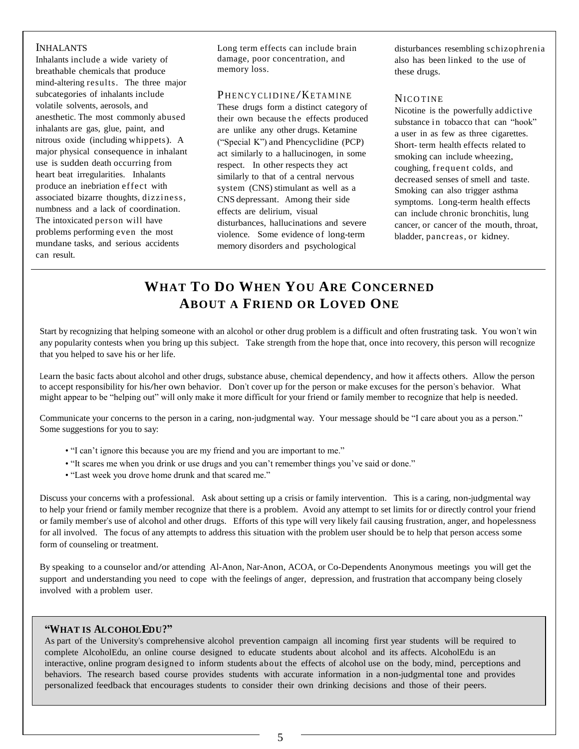### INHALANTS

Inhalants include a wide variety of breathable chemicals that produce mind-altering results. The three major subcategories of inhalants include volatile solvents, aerosols, and anesthetic. The most commonly abused inhalants are gas, glue, paint, and nitrous oxide (including whippets). A major physical consequence in inhalant use is sudden death occurring from heart beat irregularities. Inhalants produce an inebriation effect with associated bizarre thoughts, dizziness, numbness and a lack of coordination. The intoxicated person will have problems performing even the most mundane tasks, and serious accidents can result. Long term effects can include brain damage, poor concentration, and memory loss.

### PHENCYCLIDINE/KETAMINE

These drugs form a distinct category of their own because the effects produced are unlike any other drugs. Ketamine ("Special K") and Phencyclidine (PCP) act similarly to a hallucinogen, in some respect. In other respects they act similarly to that of a central nervous system (CNS) stimulant as well as a CNS depressant. Among their side effects are delirium, visual disturbances, hallucinations and severe violence. Some evidence of long-term memory disorders and psychological disturbances resembling schizophrenia also has been linked to the use of these drugs.

### NICOTINE

Nicotine is the powerfully addictive substance in tobacco that can "hook" a user in as few as three cigarettes. Short- term health effects related to smoking can include wheezing, coughing, frequent colds, and decreased senses of smell and taste. Smoking can also trigger asthma symptoms. Long-term health effects can include chronic bronchitis, lung cancer, or cancer of the mouth, throat, bladder, pancreas, or kidney.

## WHAT TO DO WHEN YOU ARE CONCERNED ABOUT A FRIEND OR LOVED ONE

Start by recognizing that helping someone with an alcohol or other drug problem is a difficult and often frustrating task. You won't win any popularity contests when you bring up this subject. Take strength from the hope that, once into recovery, this person will recognize that you helped to save his or her life.

Learn the basic facts about alcohol and other drugs, substance abuse, chemical dependency, and how it affects others. Allow the person to accept responsibility for his/her own behavior. Don't cover up for the person or make excuses for the person's behavior. What might appear to be "helping out" will only make it more difficult for your friend or family member to recognize that help is needed.

Communicate your concerns to the person in a caring, non-judgmental way. Your message should be "I care about you as a person." Some suggestions for you to say:

- "I can't ignore this because you are my friend and you are important to me."
- "It scares me when you drink or use drugs and you can't remember things you've said or done."
- "Last week you drove home drunk and that scared me."

Discuss your concerns with a professional. Ask about setting up a crisis or family intervention. This is a caring, non-judgmental way to help your friend or family member recognize that there is a problem. Avoid any attempt to set limits for or directly control your friend or family member's use of alcohol and other drugs. Efforts of this type will very likely fail causing frustration, anger, and hopelessness for all involved. The focus of any attempts to address this situation with the problem user should be to help that person access some form of counseling or treatment.

By speaking to a counselor and/or attending Al-Anon, Nar-Anon, ACOA, or Co-Dependents Anonymous meetings you will get the support and understanding you need to cope with the feelings of anger, depression, and frustration that accompany being closely involved with a problem user.

### "WHAT IS ALCOHOLEDU?"

As part of the University's comprehensive alcohol prevention campaign all incoming first year students will be required to complete AlcoholEdu, an online course designed to educate students about alcohol and its affects. AlcoholEdu is an interactive, online program designed to inform students about the effects of alcohol use on the body, mind, perceptions and behaviors. The research based course provides students with accurate information in a non-judgmental tone and provides personalized feedback that encourages students to consider their own drinking decisions and those of their peers.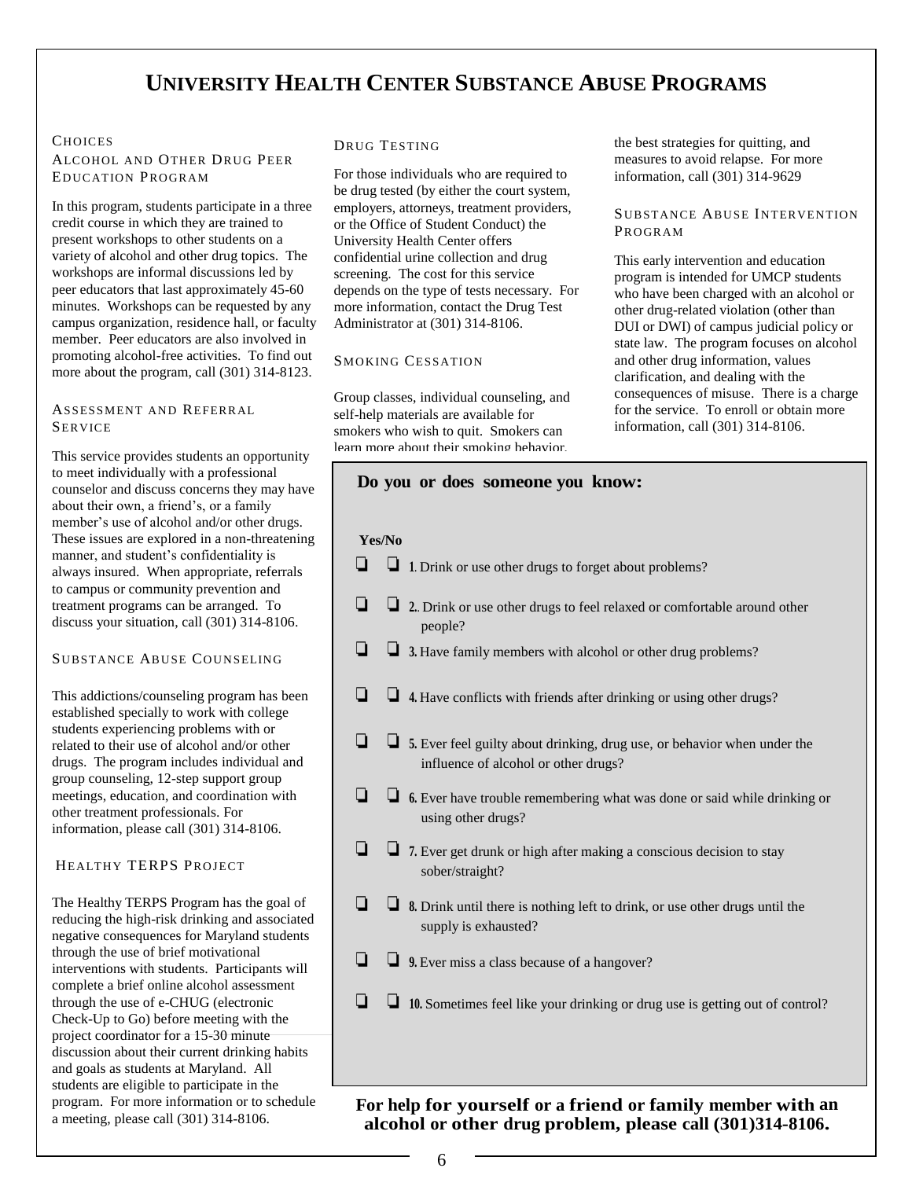# University Health Center Substance Abuse Programs

## Choices
### Alcohol and Other Drug Peer Education Program

In this program, students participate in a three credit course in which they are trained to present workshops to other students on a variety of alcohol and other drug topics. The workshops are informal discussions led by peer educators that last approximately 45-60 minutes. Workshops can be requested by any campus organization, residence hall, or faculty member. Peer educators are also involved in promoting alcohol-free activities. To find out more about the program, call (301) 314-8123.

### Assessment and Referral Service

This service provides students an opportunity to meet individually with a professional counselor and discuss concerns they may have about their own, a friend's, or a family member's use of alcohol and/or other drugs. These issues are explored in a non-threatening manner, and student's confidentiality is always insured. When appropriate, referrals to campus or community prevention and treatment programs can be arranged. To discuss your situation, call (301) 314-8106.

### Substance Abuse Counseling

This addictions/counseling program has been established specially to work with college students experiencing problems with or related to their use of alcohol and/or other drugs. The program includes individual and group counseling, 12-step support group meetings, education, and coordination with other treatment professionals. For information, please call (301) 314-8106.

### Healthy TERPS Project

The Healthy TERPS Program has the goal of reducing the high-risk drinking and associated negative consequences for Maryland students through the use of brief motivational interventions with students. Participants will complete a brief online alcohol assessment through the use of e-CHUG (electronic Check-Up to Go) before meeting with the project coordinator for a 15-30 minute discussion about their current drinking habits and goals as students at Maryland. All students are eligible to participate in the program. For more information or to schedule a meeting, please call (301) 314-8106.

### Drug Testing

For those individuals who are required to be drug tested (by either the court system, employers, attorneys, treatment providers, or the Office of Student Conduct) the University Health Center offers confidential urine collection and drug screening. The cost for this service depends on the type of tests necessary. For more information, contact the Drug Test Administrator at (301) 314-8106.

### Smoking Cessation

Group classes, individual counseling, and self-help materials are available for smokers who wish to quit. Smokers can learn more about their smoking behavior, the best strategies for quitting, and measures to avoid relapse. For more information, call (301) 314-9629

### Substance Abuse Intervention Program

This early intervention and education program is intended for UMCP students who have been charged with an alcohol or other drug-related violation (other than DUI or DWI) of campus judicial policy or state law. The program focuses on alcohol and other drug information, values clarification, and dealing with the consequences of misuse. There is a charge for the service. To enroll or obtain more information, call (301) 314-8106.

**Do you or does someone you know:**

**Yes/No**

- ❑ ❑ **1**. Drink or use other drugs to forget about problems?
- ❑ ❑ **2.**. Drink or use other drugs to feel relaxed or comfortable around other people?
- ❑ ❑ **3.** Have family members with alcohol or other drug problems?
- ❑ ❑ **4.** Have conflicts with friends after drinking or using other drugs?
- ❑ ❑ **5.** Ever feel guilty about drinking, drug use, or behavior when under the influence of alcohol or other drugs?
- ❑ ❑ **6.** Ever have trouble remembering what was done or said while drinking or using other drugs?
- ❑ ❑ **7.** Ever get drunk or high after making a conscious decision to stay sober/straight?
- ❑ ❑ **8.** Drink until there is nothing left to drink, or use other drugs until the supply is exhausted?
- ❑ ❑ **9.** Ever miss a class because of a hangover?
- ❑ ❑ **10.** Sometimes feel like your drinking or drug use is getting out of control?

**For help for yourself or a friend or family member with an alcohol or other drug problem, please call (301)314-8106.**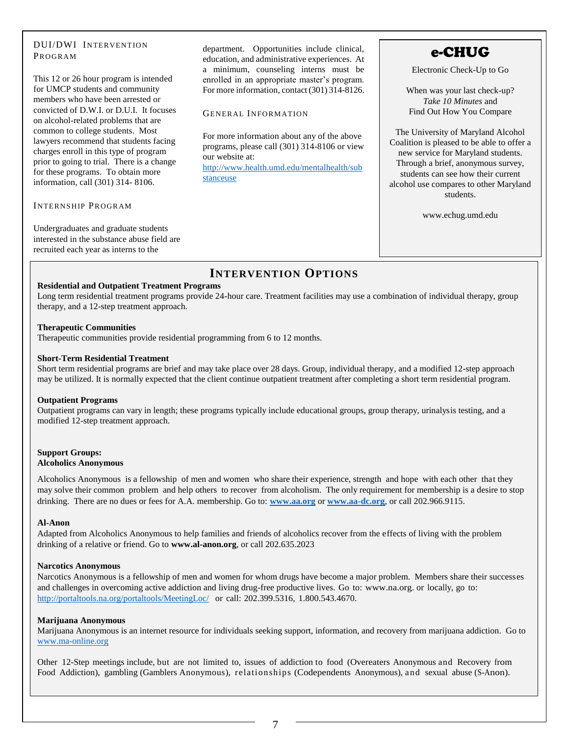### DUI/DWI Intervention Program

This 12 or 26 hour program is intended for UMCP students and community members who have been arrested or convicted of D.W.I. or D.U.I. It focuses on alcohol-related problems that are common to college students. Most lawyers recommend that students facing charges enroll in this type of program prior to going to trial. There is a change for these programs. To obtain more information, call (301) 314- 8106.

### Internship Program

Undergraduates and graduate students interested in the substance abuse field are recruited each year as interns to the department. Opportunities include clinical, education, and administrative experiences. At a minimum, counseling interns must be enrolled in an appropriate master's program. For more information, contact (301) 314-8126.

### General Information

For more information about any of the above programs, please call (301) 314-8106 or view our website at: http://www.health.umd.edu/mentalhealth/substanceuse

## e-CHUG

Electronic Check-Up to Go

When was your last check-up?
*Take 10 Minutes* and
Find Out How You Compare

The University of Maryland Alcohol Coalition is pleased to be able to offer a new service for Maryland students. Through a brief, anonymous survey, students can see how their current alcohol use compares to other Maryland students.

www.echug.umd.edu

## Intervention Options

**Residential and Outpatient Treatment Programs**
Long term residential treatment programs provide 24-hour care. Treatment facilities may use a combination of individual therapy, group therapy, and a 12-step treatment approach.

**Therapeutic Communities**
Therapeutic communities provide residential programming from 6 to 12 months.

**Short-Term Residential Treatment**
Short term residential programs are brief and may take place over 28 days. Group, individual therapy, and a modified 12-step approach may be utilized. It is normally expected that the client continue outpatient treatment after completing a short term residential program.

**Outpatient Programs**
Outpatient programs can vary in length; these programs typically include educational groups, group therapy, urinalysis testing, and a modified 12-step treatment approach.

**Support Groups:**
**Alcoholics Anonymous**

Alcoholics Anonymous is a fellowship of men and women who share their experience, strength and hope with each other that they may solve their common problem and help others to recover from alcoholism. The only requirement for membership is a desire to stop drinking. There are no dues or fees for A.A. membership. Go to: **www.aa.org** or **www.aa-dc.org**, or call 202.966.9115.

**Al-Anon**
Adapted from Alcoholics Anonymous to help families and friends of alcoholics recover from the effects of living with the problem drinking of a relative or friend. Go to **www.al-anon.org**, or call 202.635.2023

**Narcotics Anonymous**
Narcotics Anonymous is a fellowship of men and women for whom drugs have become a major problem. Members share their successes and challenges in overcoming active addiction and living drug-free productive lives. Go to: www.na.org. or locally, go to: http://portaltools.na.org/portaltools/MeetingLoc/ or call: 202.399.5316, 1.800.543.4670.

**Marijuana Anonymous**
Marijuana Anonymous is an internet resource for individuals seeking support, information, and recovery from marijuana addiction. Go to www.ma-online.org

Other 12-Step meetings include, but are not limited to, issues of addiction to food (Overeaters Anonymous and Recovery from Food Addiction), gambling (Gamblers Anonymous), relationships (Codependents Anonymous), and sexual abuse (S-Anon).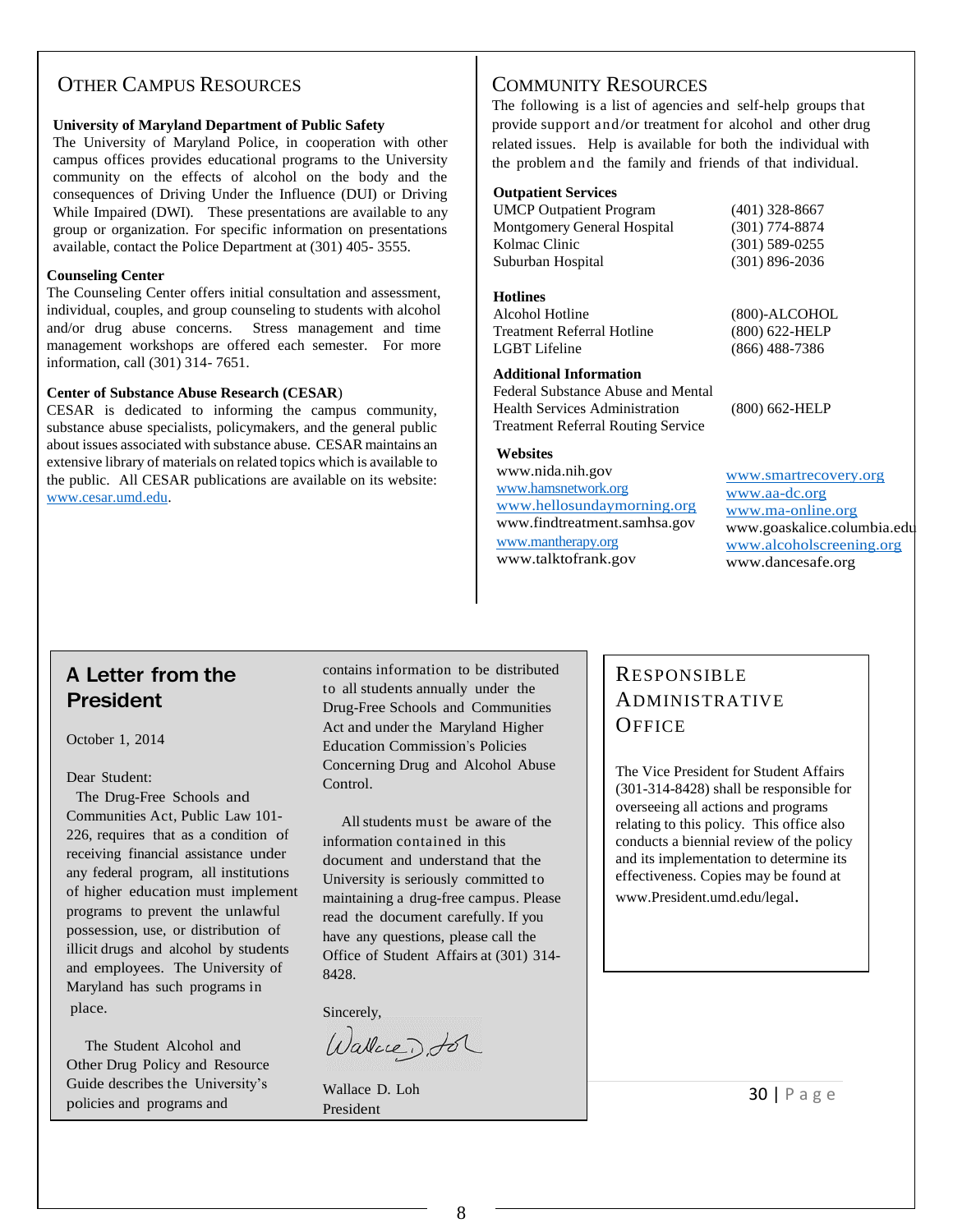## Other Campus Resources

**University of Maryland Department of Public Safety**
The University of Maryland Police, in cooperation with other campus offices provides educational programs to the University community on the effects of alcohol on the body and the consequences of Driving Under the Influence (DUI) or Driving While Impaired (DWI). These presentations are available to any group or organization. For specific information on presentations available, contact the Police Department at (301) 405- 3555.

**Counseling Center**
The Counseling Center offers initial consultation and assessment, individual, couples, and group counseling to students with alcohol and/or drug abuse concerns. Stress management and time management workshops are offered each semester. For more information, call (301) 314- 7651.

**Center of Substance Abuse Research (CESAR)**
CESAR is dedicated to informing the campus community, substance abuse specialists, policymakers, and the general public about issues associated with substance abuse. CESAR maintains an extensive library of materials on related topics which is available to the public. All CESAR publications are available on its website: www.cesar.umd.edu.

## Community Resources

The following is a list of agencies and self-help groups that provide support and/or treatment for alcohol and other drug related issues. Help is available for both the individual with the problem and the family and friends of that individual.

**Outpatient Services**

| | |
|---|---|
| UMCP Outpatient Program | (401) 328-8667 |
| Montgomery General Hospital | (301) 774-8874 |
| Kolmac Clinic | (301) 589-0255 |
| Suburban Hospital | (301) 896-2036 |

**Hotlines**

| | |
|---|---|
| Alcohol Hotline | (800)-ALCOHOL |
| Treatment Referral Hotline | (800) 622-HELP |
| LGBT Lifeline | (866) 488-7386 |

**Additional Information**

| | |
|---|---|
| Federal Substance Abuse and Mental Health Services Administration Treatment Referral Routing Service | (800) 662-HELP |

**Websites**

- www.nida.nih.gov
- www.hamsnetwork.org
- www.hellosundaymorning.org
- www.findtreatment.samhsa.gov
- www.mantherapy.org
- www.talktofrank.gov
- www.smartrecovery.org
- www.aa-dc.org
- www.ma-online.org
- www.goaskalice.columbia.edu
- www.alcoholscreening.org
- www.dancesafe.org

## A Letter from the President

October 1, 2014

Dear Student:

The Drug-Free Schools and Communities Act, Public Law 101-226, requires that as a condition of receiving financial assistance under any federal program, all institutions of higher education must implement programs to prevent the unlawful possession, use, or distribution of illicit drugs and alcohol by students and employees. The University of Maryland has such programs in place.

The Student Alcohol and Other Drug Policy and Resource Guide describes the University's policies and programs and contains information to be distributed to all students annually under the Drug-Free Schools and Communities Act and under the Maryland Higher Education Commission's Policies Concerning Drug and Alcohol Abuse Control.

All students must be aware of the information contained in this document and understand that the University is seriously committed to maintaining a drug-free campus. Please read the document carefully. If you have any questions, please call the Office of Student Affairs at (301) 314-8428.

Sincerely,

Wallace D. Loh
President

## Responsible Administrative Office

The Vice President for Student Affairs (301-314-8428) shall be responsible for overseeing all actions and programs relating to this policy. This office also conducts a biennial review of the policy and its implementation to determine its effectiveness. Copies may be found at www.President.umd.edu/legal.